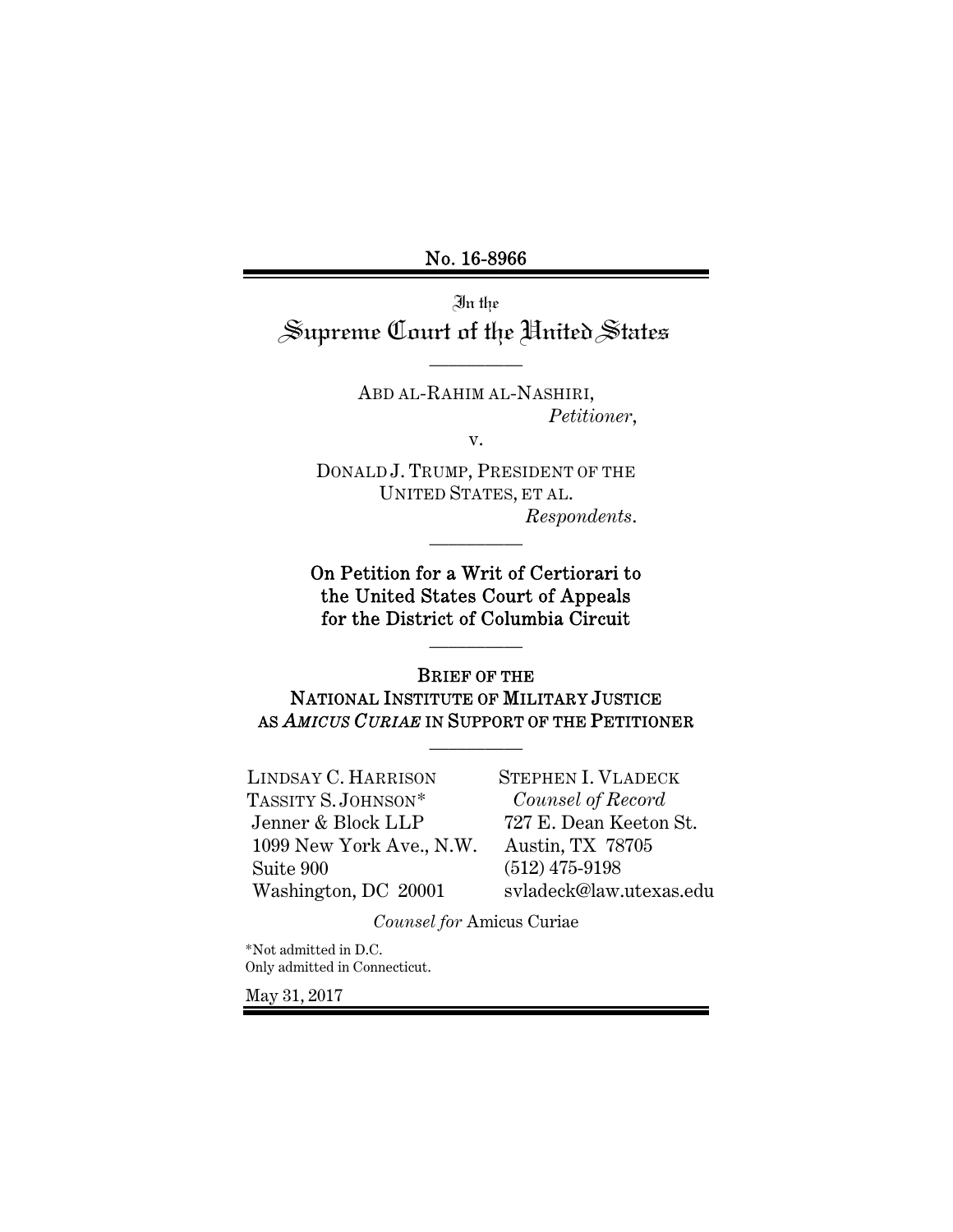No. 16-8966

In the

# Supreme Court of the United States

---

ABD AL-RAHIM AL-NASHIRI,

*Petitioner*,

v.

DONALD J. TRUMP, PRESIDENT OF THE UNITED STATES, ET AL.

*Respondents*.

---

**On Petition for a Writ of Certiorari to the United States Court of Appeals for the District of Columbia Circuit**

---

**BRIEF OF THE NATIONAL INSTITUTE OF MILITARY JUSTICE AS *AMICUS CURIAE* IN SUPPORT OF THE PETITIONER**

---

LINDSAY C. HARRISON
TASSITY S. JOHNSON*
Jenner & Block LLP
1099 New York Ave., N.W.
Suite 900
Washington, DC 20001

STEPHEN I. VLADECK
*Counsel of Record*
727 E. Dean Keeton St.
Austin, TX 78705
(512) 475-9198
svladeck@law.utexas.edu

*Counsel for* Amicus Curiae

*Not admitted in D.C.
Only admitted in Connecticut.

May 31, 2017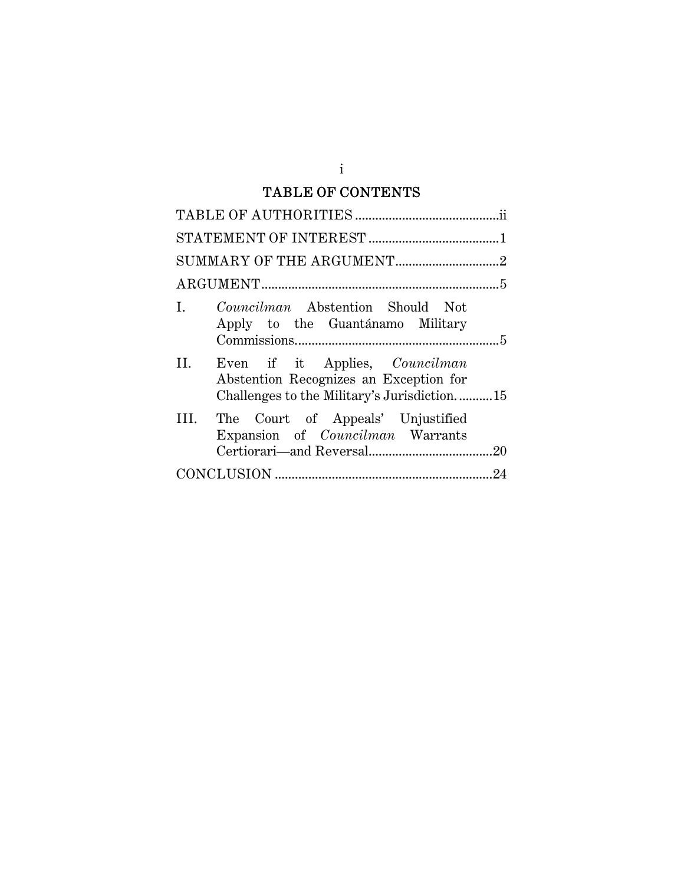# TABLE OF CONTENTS

TABLE OF AUTHORITIES ........................................... ii

STATEMENT OF INTEREST ....................................... 1

SUMMARY OF THE ARGUMENT ............................... 2

ARGUMENT ....................................................................... 5

I. *Councilman* Abstention Should Not Apply to the Guantánamo Military Commissions. ............................................................ 5

II. Even if it Applies, *Councilman* Abstention Recognizes an Exception for Challenges to the Military's Jurisdiction. .......... 15

III. The Court of Appeals' Unjustified Expansion of *Councilman* Warrants Certiorari—and Reversal ..................................... 20

CONCLUSION ................................................................. 24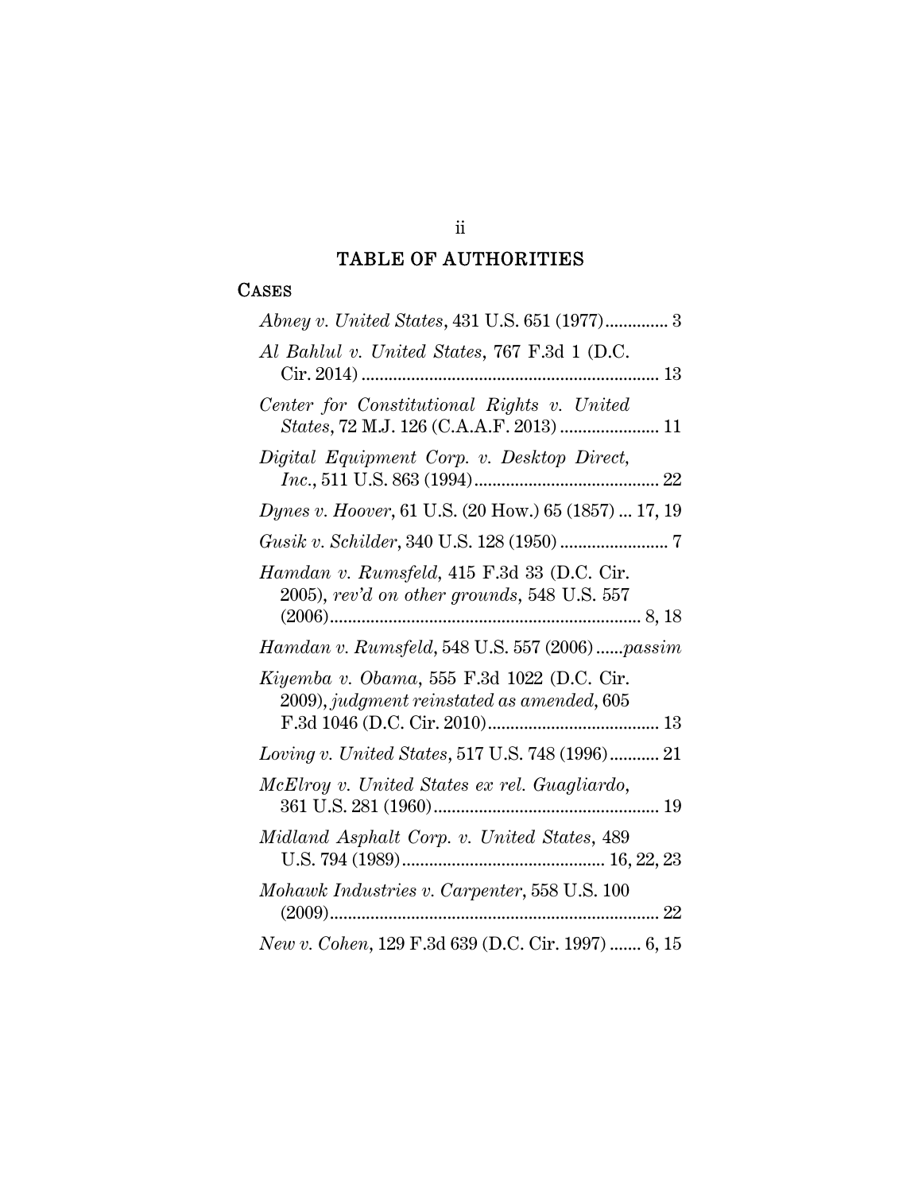## TABLE OF AUTHORITIES

### CASES

*Abney v. United States*, 431 U.S. 651 (1977).............. 3

*Al Bahlul v. United States*, 767 F.3d 1 (D.C. Cir. 2014) .................................................................. 13

*Center for Constitutional Rights v. United States*, 72 M.J. 126 (C.A.A.F. 2013) ...................... 11

*Digital Equipment Corp. v. Desktop Direct, Inc.*, 511 U.S. 863 (1994)......................................... 22

*Dynes v. Hoover*, 61 U.S. (20 How.) 65 (1857) ... 17, 19

*Gusik v. Schilder*, 340 U.S. 128 (1950) ........................ 7

*Hamdan v. Rumsfeld*, 415 F.3d 33 (D.C. Cir. 2005), *rev'd on other grounds*, 548 U.S. 557 (2006)..................................................................... 8, 18

*Hamdan v. Rumsfeld*, 548 U.S. 557 (2006) ......*passim*

*Kiyemba v. Obama*, 555 F.3d 1022 (D.C. Cir. 2009), *judgment reinstated as amended*, 605 F.3d 1046 (D.C. Cir. 2010)...................................... 13

*Loving v. United States*, 517 U.S. 748 (1996)........... 21

*McElroy v. United States ex rel. Guagliardo*, 361 U.S. 281 (1960).................................................. 19

*Midland Asphalt Corp. v. United States*, 489 U.S. 794 (1989)............................................ 16, 22, 23

*Mohawk Industries v. Carpenter*, 558 U.S. 100 (2009)......................................................................... 22

*New v. Cohen*, 129 F.3d 639 (D.C. Cir. 1997) ....... 6, 15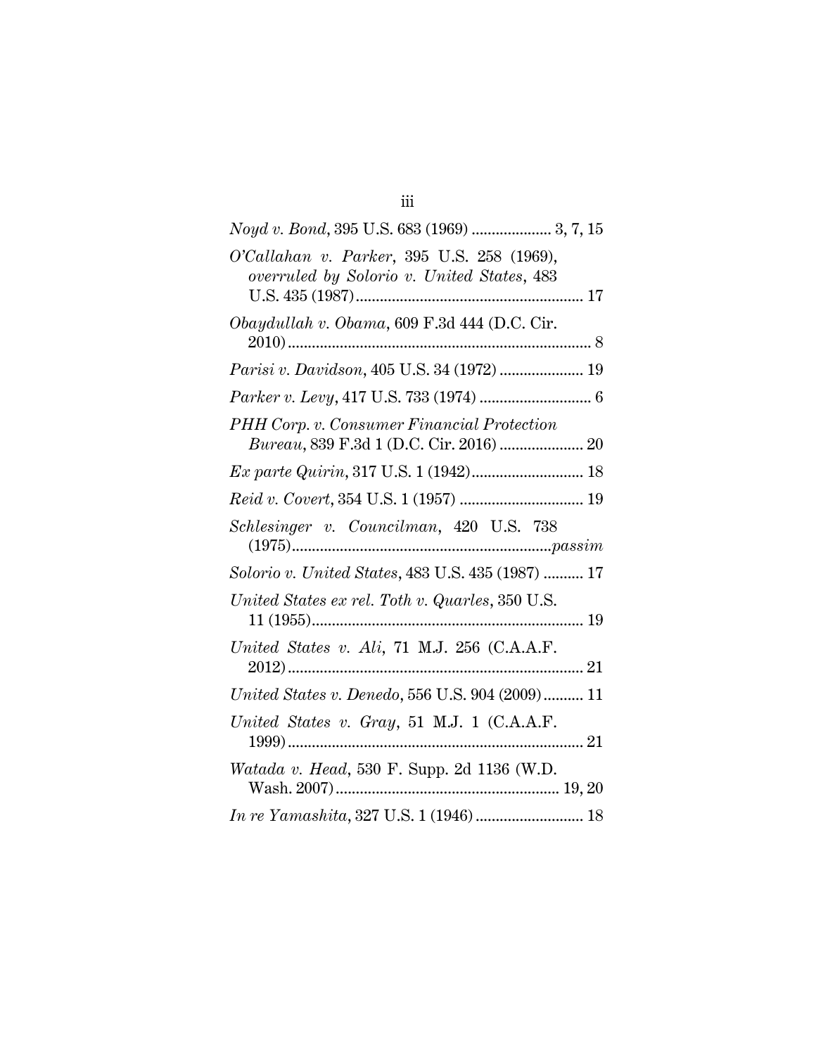*Noyd v. Bond*, 395 U.S. 683 (1969) .................... 3, 7, 15

*O'Callahan v. Parker*, 395 U.S. 258 (1969), *overruled by Solorio v. United States*, 483 U.S. 435 (1987) ........................................................ 17

*Obaydullah v. Obama*, 609 F.3d 444 (D.C. Cir. 2010) ........................................................................... 8

*Parisi v. Davidson*, 405 U.S. 34 (1972) ..................... 19

*Parker v. Levy*, 417 U.S. 733 (1974) ............................ 6

*PHH Corp. v. Consumer Financial Protection Bureau*, 839 F.3d 1 (D.C. Cir. 2016) ..................... 20

*Ex parte Quirin*, 317 U.S. 1 (1942) ............................ 18

*Reid v. Covert*, 354 U.S. 1 (1957) ............................... 19

*Schlesinger v. Councilman*, 420 U.S. 738 (1975) ................................................................*passim*

*Solorio v. United States*, 483 U.S. 435 (1987) .......... 17

*United States ex rel. Toth v. Quarles*, 350 U.S. 11 (1955) ................................................................... 19

*United States v. Ali*, 71 M.J. 256 (C.A.A.F. 2012) ......................................................................... 21

*United States v. Denedo*, 556 U.S. 904 (2009) .......... 11

*United States v. Gray*, 51 M.J. 1 (C.A.A.F. 1999) ......................................................................... 21

*Watada v. Head*, 530 F. Supp. 2d 1136 (W.D. Wash. 2007) ........................................................ 19, 20

*In re Yamashita*, 327 U.S. 1 (1946) ........................... 18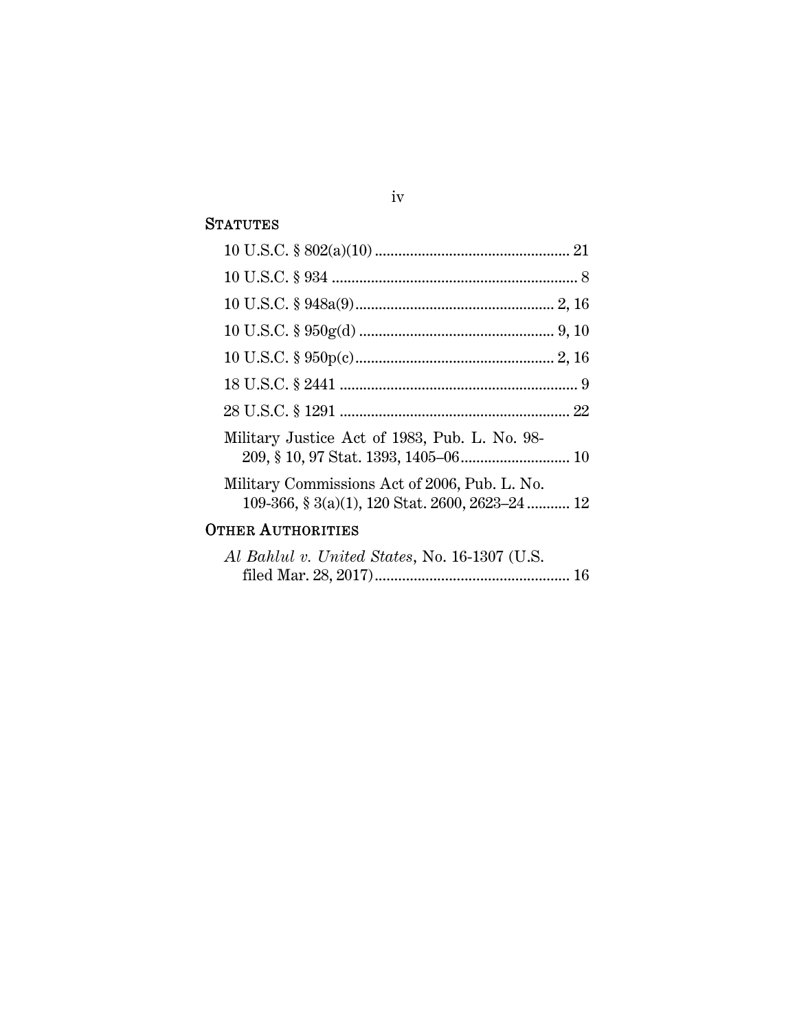## STATUTES

10 U.S.C. § 802(a)(10) .................................................. 21

10 U.S.C. § 934 ............................................................... 8

10 U.S.C. § 948a(9) .................................................. 2, 16

10 U.S.C. § 950g(d) .................................................. 9, 10

10 U.S.C. § 950p(c) .................................................. 2, 16

18 U.S.C. § 2441 ............................................................. 9

28 U.S.C. § 1291 ........................................................... 22

Military Justice Act of 1983, Pub. L. No. 98-209, § 10, 97 Stat. 1393, 1405–06 ............................ 10

Military Commissions Act of 2006, Pub. L. No. 109-366, § 3(a)(1), 120 Stat. 2600, 2623–24 ........... 12

## OTHER AUTHORITIES

*Al Bahlul v. United States*, No. 16-1307 (U.S. filed Mar. 28, 2017) .................................................. 16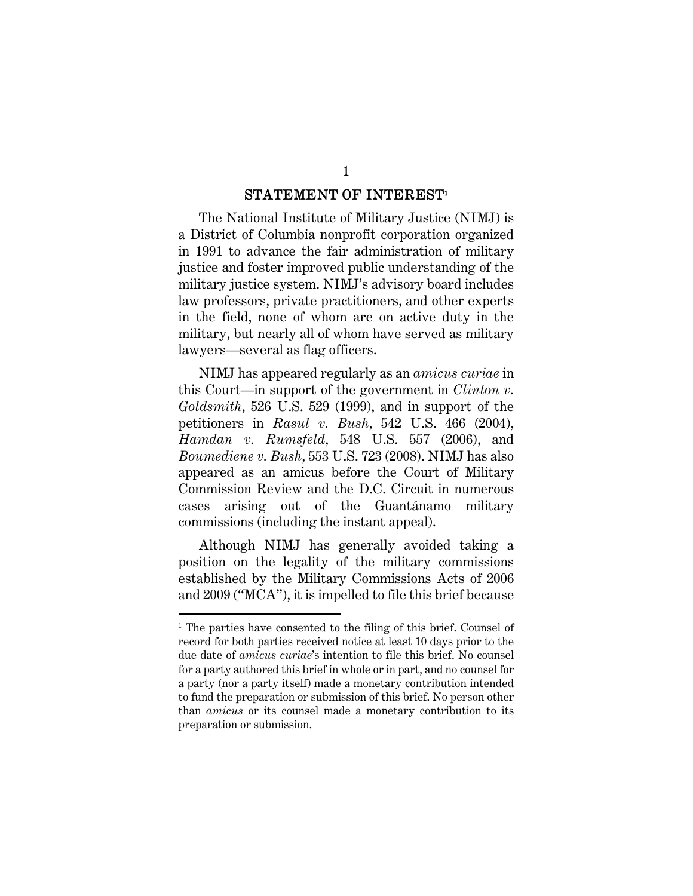## STATEMENT OF INTEREST[1]

The National Institute of Military Justice (NIMJ) is a District of Columbia nonprofit corporation organized in 1991 to advance the fair administration of military justice and foster improved public understanding of the military justice system. NIMJ's advisory board includes law professors, private practitioners, and other experts in the field, none of whom are on active duty in the military, but nearly all of whom have served as military lawyers—several as flag officers.

NIMJ has appeared regularly as an *amicus curiae* in this Court—in support of the government in *Clinton v. Goldsmith*, 526 U.S. 529 (1999), and in support of the petitioners in *Rasul v. Bush*, 542 U.S. 466 (2004), *Hamdan v. Rumsfeld*, 548 U.S. 557 (2006), and *Boumediene v. Bush*, 553 U.S. 723 (2008). NIMJ has also appeared as an amicus before the Court of Military Commission Review and the D.C. Circuit in numerous cases arising out of the Guantánamo military commissions (including the instant appeal).

Although NIMJ has generally avoided taking a position on the legality of the military commissions established by the Military Commissions Acts of 2006 and 2009 ("MCA"), it is impelled to file this brief because

---

[1] The parties have consented to the filing of this brief. Counsel of record for both parties received notice at least 10 days prior to the due date of *amicus curiae*'s intention to file this brief. No counsel for a party authored this brief in whole or in part, and no counsel for a party (nor a party itself) made a monetary contribution intended to fund the preparation or submission of this brief. No person other than *amicus* or its counsel made a monetary contribution to its preparation or submission.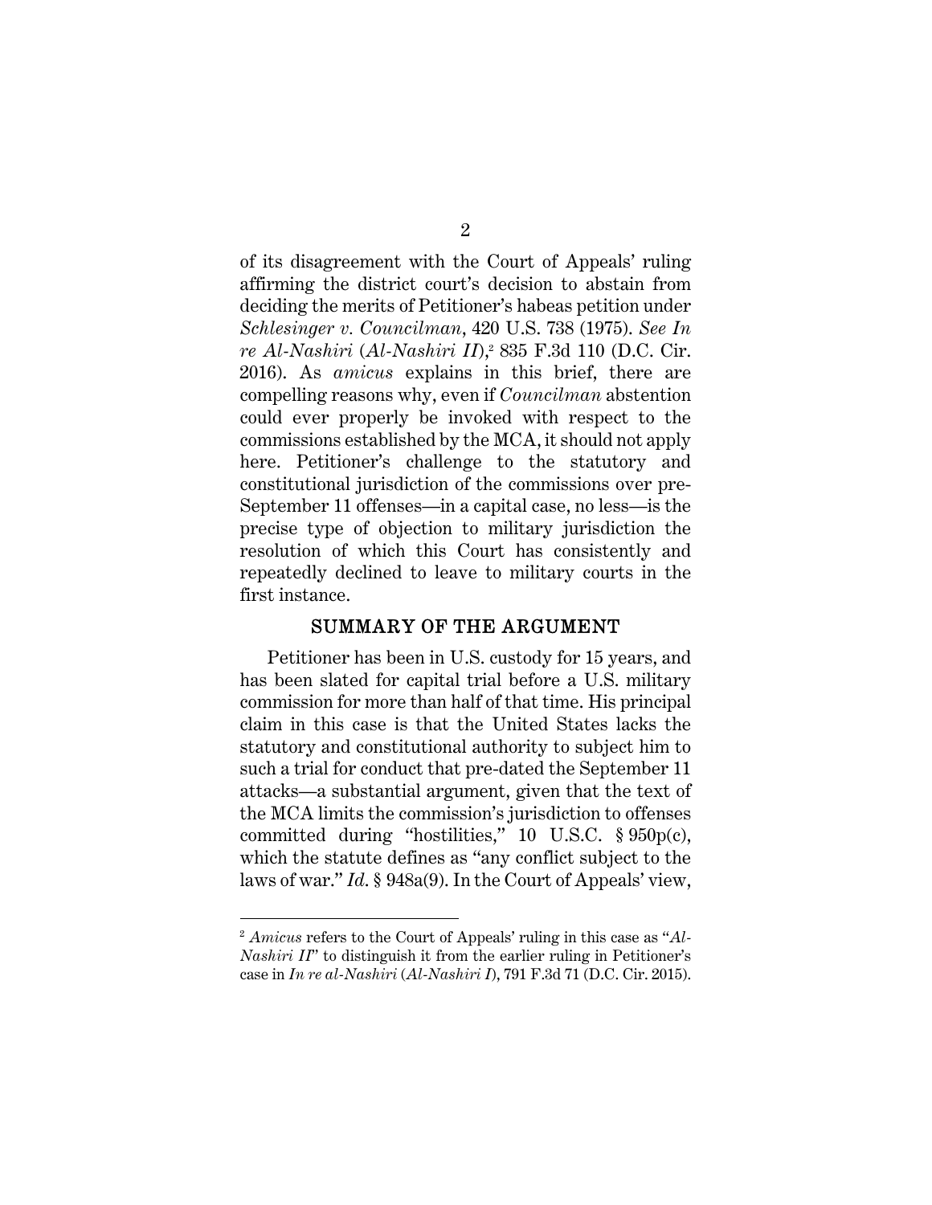of its disagreement with the Court of Appeals' ruling affirming the district court's decision to abstain from deciding the merits of Petitioner's habeas petition under *Schlesinger v. Councilman*, 420 U.S. 738 (1975). *See In re Al-Nashiri* (*Al-Nashiri II*),[2] 835 F.3d 110 (D.C. Cir. 2016). As *amicus* explains in this brief, there are compelling reasons why, even if *Councilman* abstention could ever properly be invoked with respect to the commissions established by the MCA, it should not apply here. Petitioner's challenge to the statutory and constitutional jurisdiction of the commissions over pre-September 11 offenses—in a capital case, no less—is the precise type of objection to military jurisdiction the resolution of which this Court has consistently and repeatedly declined to leave to military courts in the first instance.

## SUMMARY OF THE ARGUMENT

Petitioner has been in U.S. custody for 15 years, and has been slated for capital trial before a U.S. military commission for more than half of that time. His principal claim in this case is that the United States lacks the statutory and constitutional authority to subject him to such a trial for conduct that pre-dated the September 11 attacks—a substantial argument, given that the text of the MCA limits the commission's jurisdiction to offenses committed during "hostilities," 10 U.S.C. § 950p(c), which the statute defines as "any conflict subject to the laws of war." *Id.* § 948a(9). In the Court of Appeals' view,

[2] *Amicus* refers to the Court of Appeals' ruling in this case as "*Al-Nashiri II*" to distinguish it from the earlier ruling in Petitioner's case in *In re al-Nashiri* (*Al-Nashiri I*), 791 F.3d 71 (D.C. Cir. 2015).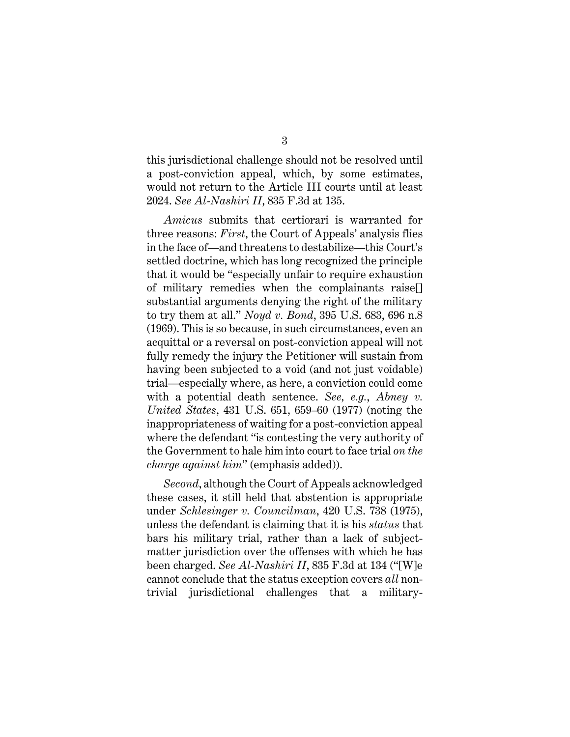this jurisdictional challenge should not be resolved until a post-conviction appeal, which, by some estimates, would not return to the Article III courts until at least 2024. *See Al-Nashiri II*, 835 F.3d at 135.

*Amicus* submits that certiorari is warranted for three reasons: *First*, the Court of Appeals' analysis flies in the face of—and threatens to destabilize—this Court's settled doctrine, which has long recognized the principle that it would be "especially unfair to require exhaustion of military remedies when the complainants raise[] substantial arguments denying the right of the military to try them at all." *Noyd v. Bond*, 395 U.S. 683, 696 n.8 (1969). This is so because, in such circumstances, even an acquittal or a reversal on post-conviction appeal will not fully remedy the injury the Petitioner will sustain from having been subjected to a void (and not just voidable) trial—especially where, as here, a conviction could come with a potential death sentence. *See, e.g.*, *Abney v. United States*, 431 U.S. 651, 659–60 (1977) (noting the inappropriateness of waiting for a post-conviction appeal where the defendant "is contesting the very authority of the Government to hale him into court to face trial *on the charge against him*" (emphasis added)).

*Second*, although the Court of Appeals acknowledged these cases, it still held that abstention is appropriate under *Schlesinger v. Councilman*, 420 U.S. 738 (1975), unless the defendant is claiming that it is his *status* that bars his military trial, rather than a lack of subject-matter jurisdiction over the offenses with which he has been charged. *See Al-Nashiri II*, 835 F.3d at 134 ("[W]e cannot conclude that the status exception covers *all* non-trivial jurisdictional challenges that a military-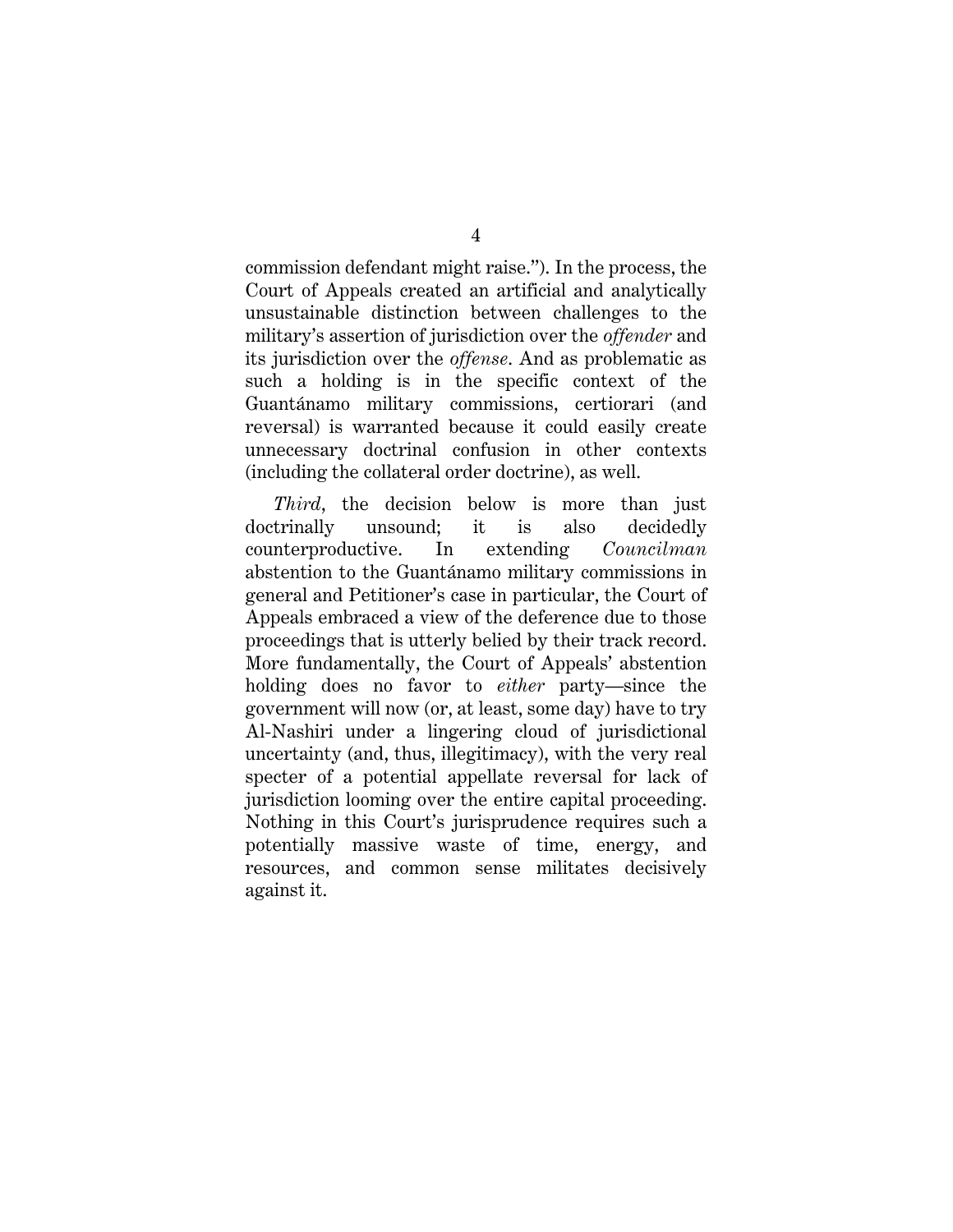commission defendant might raise."). In the process, the Court of Appeals created an artificial and analytically unsustainable distinction between challenges to the military's assertion of jurisdiction over the *offender* and its jurisdiction over the *offense*. And as problematic as such a holding is in the specific context of the Guantánamo military commissions, certiorari (and reversal) is warranted because it could easily create unnecessary doctrinal confusion in other contexts (including the collateral order doctrine), as well.

*Third*, the decision below is more than just doctrinally unsound; it is also decidedly counterproductive. In extending *Councilman* abstention to the Guantánamo military commissions in general and Petitioner's case in particular, the Court of Appeals embraced a view of the deference due to those proceedings that is utterly belied by their track record. More fundamentally, the Court of Appeals' abstention holding does no favor to *either* party—since the government will now (or, at least, some day) have to try Al-Nashiri under a lingering cloud of jurisdictional uncertainty (and, thus, illegitimacy), with the very real specter of a potential appellate reversal for lack of jurisdiction looming over the entire capital proceeding. Nothing in this Court's jurisprudence requires such a potentially massive waste of time, energy, and resources, and common sense militates decisively against it.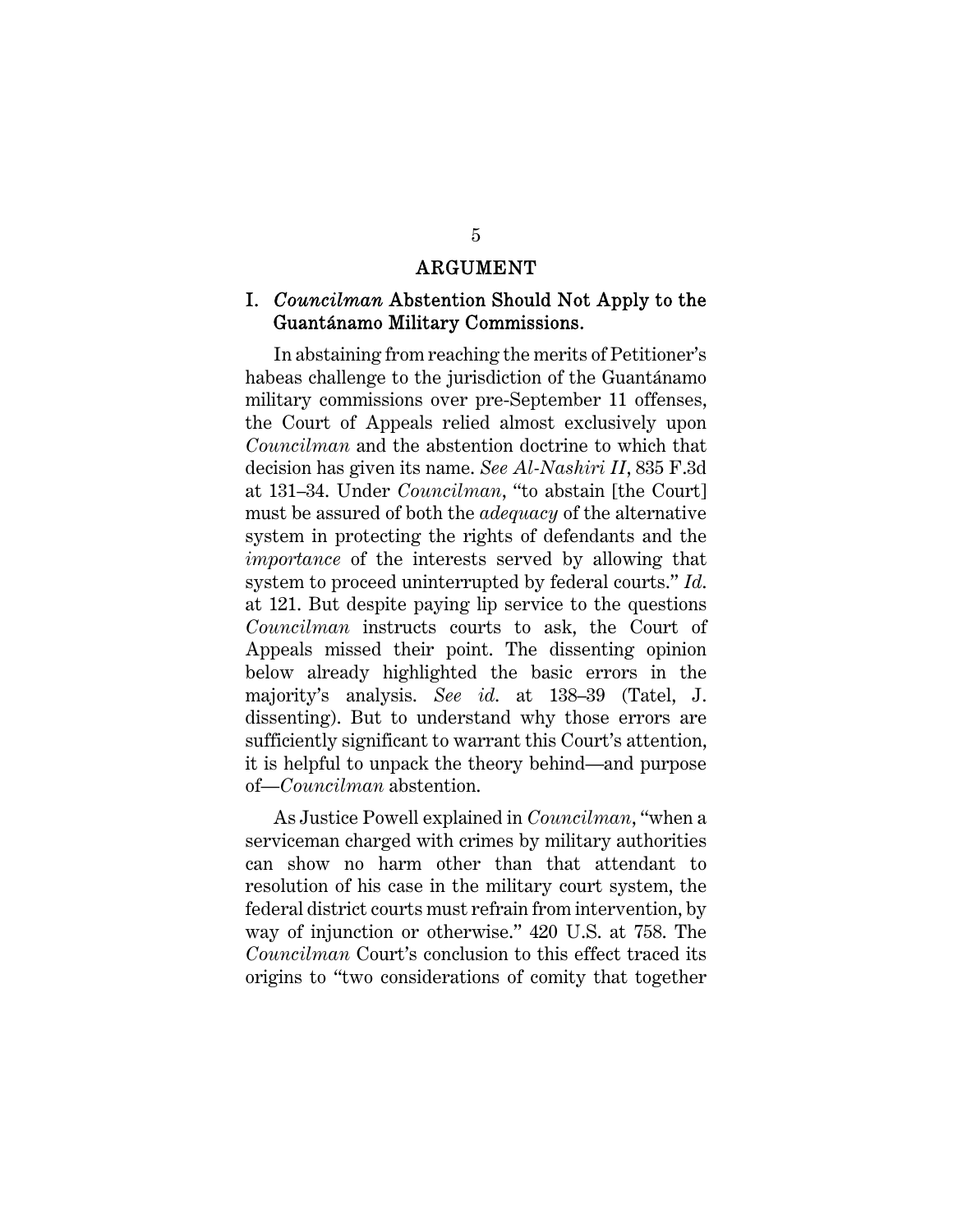## ARGUMENT

### I. *Councilman* Abstention Should Not Apply to the Guantánamo Military Commissions.

In abstaining from reaching the merits of Petitioner's habeas challenge to the jurisdiction of the Guantánamo military commissions over pre-September 11 offenses, the Court of Appeals relied almost exclusively upon *Councilman* and the abstention doctrine to which that decision has given its name. *See Al-Nashiri II*, 835 F.3d at 131–34. Under *Councilman*, "to abstain [the Court] must be assured of both the *adequacy* of the alternative system in protecting the rights of defendants and the *importance* of the interests served by allowing that system to proceed uninterrupted by federal courts." *Id.* at 121. But despite paying lip service to the questions *Councilman* instructs courts to ask, the Court of Appeals missed their point. The dissenting opinion below already highlighted the basic errors in the majority's analysis. *See id.* at 138–39 (Tatel, J. dissenting). But to understand why those errors are sufficiently significant to warrant this Court's attention, it is helpful to unpack the theory behind—and purpose of—*Councilman* abstention.

As Justice Powell explained in *Councilman*, "when a serviceman charged with crimes by military authorities can show no harm other than that attendant to resolution of his case in the military court system, the federal district courts must refrain from intervention, by way of injunction or otherwise." 420 U.S. at 758. The *Councilman* Court's conclusion to this effect traced its origins to "two considerations of comity that together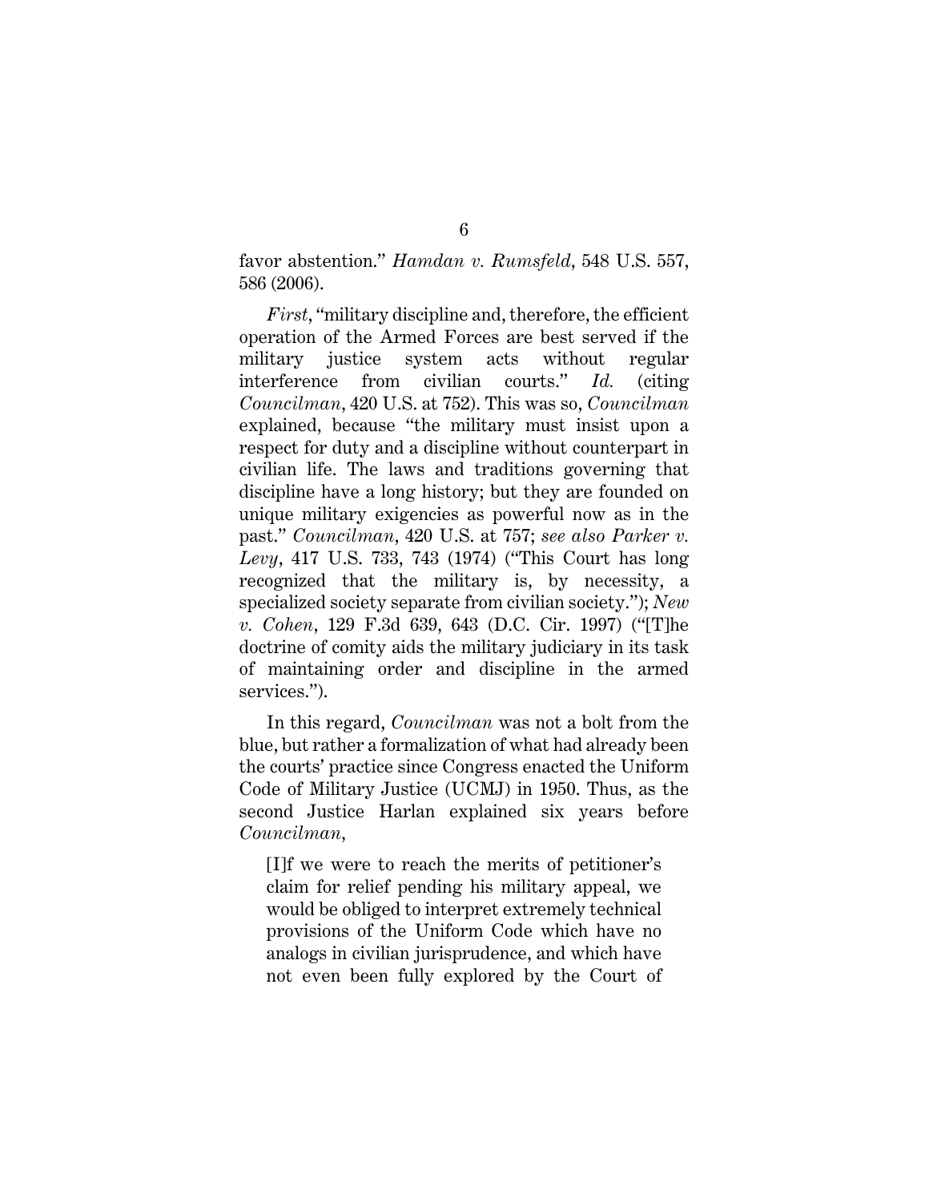favor abstention." *Hamdan v. Rumsfeld*, 548 U.S. 557, 586 (2006).

*First*, "military discipline and, therefore, the efficient operation of the Armed Forces are best served if the military justice system acts without regular interference from civilian courts." *Id.* (citing *Councilman*, 420 U.S. at 752). This was so, *Councilman* explained, because "the military must insist upon a respect for duty and a discipline without counterpart in civilian life. The laws and traditions governing that discipline have a long history; but they are founded on unique military exigencies as powerful now as in the past." *Councilman*, 420 U.S. at 757; *see also Parker v. Levy*, 417 U.S. 733, 743 (1974) ("This Court has long recognized that the military is, by necessity, a specialized society separate from civilian society."); *New v. Cohen*, 129 F.3d 639, 643 (D.C. Cir. 1997) ("[T]he doctrine of comity aids the military judiciary in its task of maintaining order and discipline in the armed services.").

In this regard, *Councilman* was not a bolt from the blue, but rather a formalization of what had already been the courts' practice since Congress enacted the Uniform Code of Military Justice (UCMJ) in 1950. Thus, as the second Justice Harlan explained six years before *Councilman*,

> [I]f we were to reach the merits of petitioner's claim for relief pending his military appeal, we would be obliged to interpret extremely technical provisions of the Uniform Code which have no analogs in civilian jurisprudence, and which have not even been fully explored by the Court of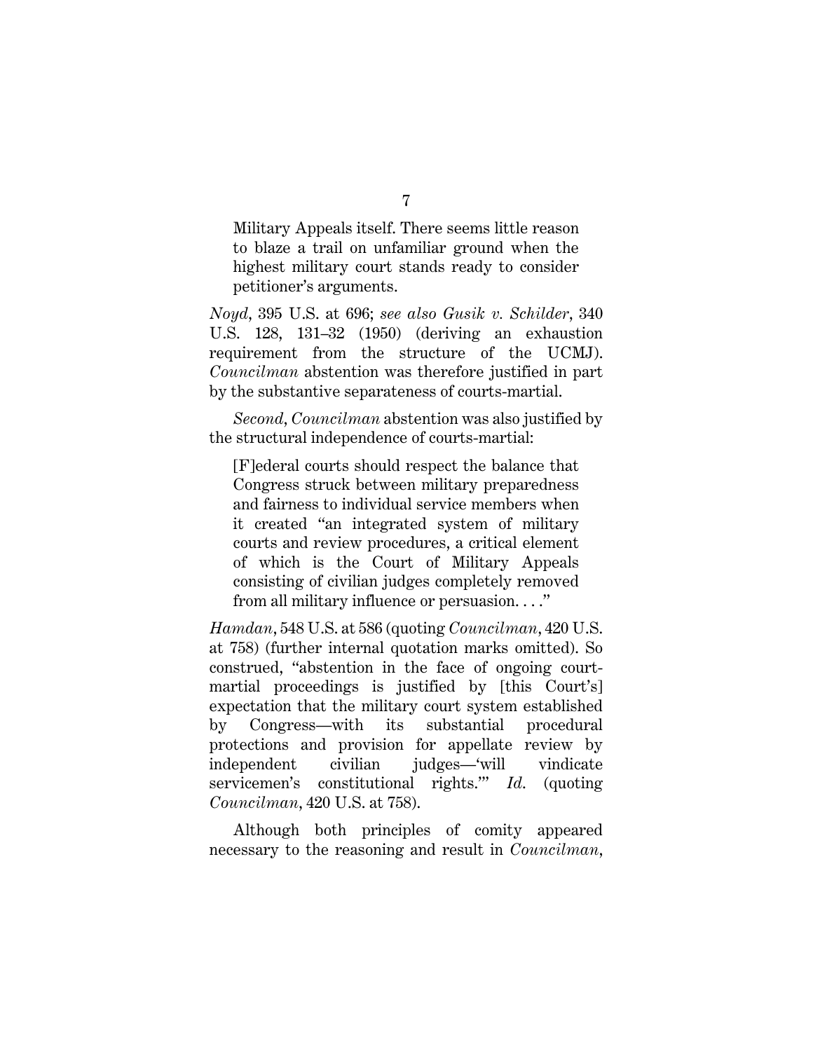> Military Appeals itself. There seems little reason to blaze a trail on unfamiliar ground when the highest military court stands ready to consider petitioner's arguments.

*Noyd*, 395 U.S. at 696; *see also Gusik v. Schilder*, 340 U.S. 128, 131–32 (1950) (deriving an exhaustion requirement from the structure of the UCMJ). *Councilman* abstention was therefore justified in part by the substantive separateness of courts-martial.

*Second*, *Councilman* abstention was also justified by the structural independence of courts-martial:

> [F]ederal courts should respect the balance that Congress struck between military preparedness and fairness to individual service members when it created "an integrated system of military courts and review procedures, a critical element of which is the Court of Military Appeals consisting of civilian judges completely removed from all military influence or persuasion. . . ."

*Hamdan*, 548 U.S. at 586 (quoting *Councilman*, 420 U.S. at 758) (further internal quotation marks omitted). So construed, "abstention in the face of ongoing court-martial proceedings is justified by [this Court's] expectation that the military court system established by Congress—with its substantial procedural protections and provision for appellate review by independent civilian judges—'will vindicate servicemen's constitutional rights.'" *Id.* (quoting *Councilman*, 420 U.S. at 758).

Although both principles of comity appeared necessary to the reasoning and result in *Councilman*,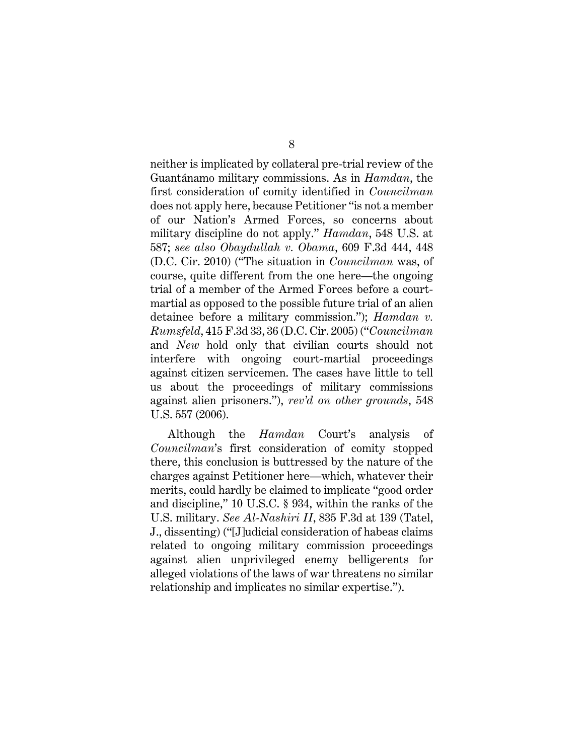neither is implicated by collateral pre-trial review of the Guantánamo military commissions. As in *Hamdan*, the first consideration of comity identified in *Councilman* does not apply here, because Petitioner "is not a member of our Nation's Armed Forces, so concerns about military discipline do not apply." *Hamdan*, 548 U.S. at 587; *see also Obaydullah v. Obama*, 609 F.3d 444, 448 (D.C. Cir. 2010) ("The situation in *Councilman* was, of course, quite different from the one here—the ongoing trial of a member of the Armed Forces before a court-martial as opposed to the possible future trial of an alien detainee before a military commission."); *Hamdan v. Rumsfeld*, 415 F.3d 33, 36 (D.C. Cir. 2005) ("*Councilman* and *New* hold only that civilian courts should not interfere with ongoing court-martial proceedings against citizen servicemen. The cases have little to tell us about the proceedings of military commissions against alien prisoners."), *rev'd on other grounds*, 548 U.S. 557 (2006).

Although the *Hamdan* Court's analysis of *Councilman*'s first consideration of comity stopped there, this conclusion is buttressed by the nature of the charges against Petitioner here—which, whatever their merits, could hardly be claimed to implicate "good order and discipline," 10 U.S.C. § 934, within the ranks of the U.S. military. *See Al-Nashiri II*, 835 F.3d at 139 (Tatel, J., dissenting) ("[J]udicial consideration of habeas claims related to ongoing military commission proceedings against alien unprivileged enemy belligerents for alleged violations of the laws of war threatens no similar relationship and implicates no similar expertise.").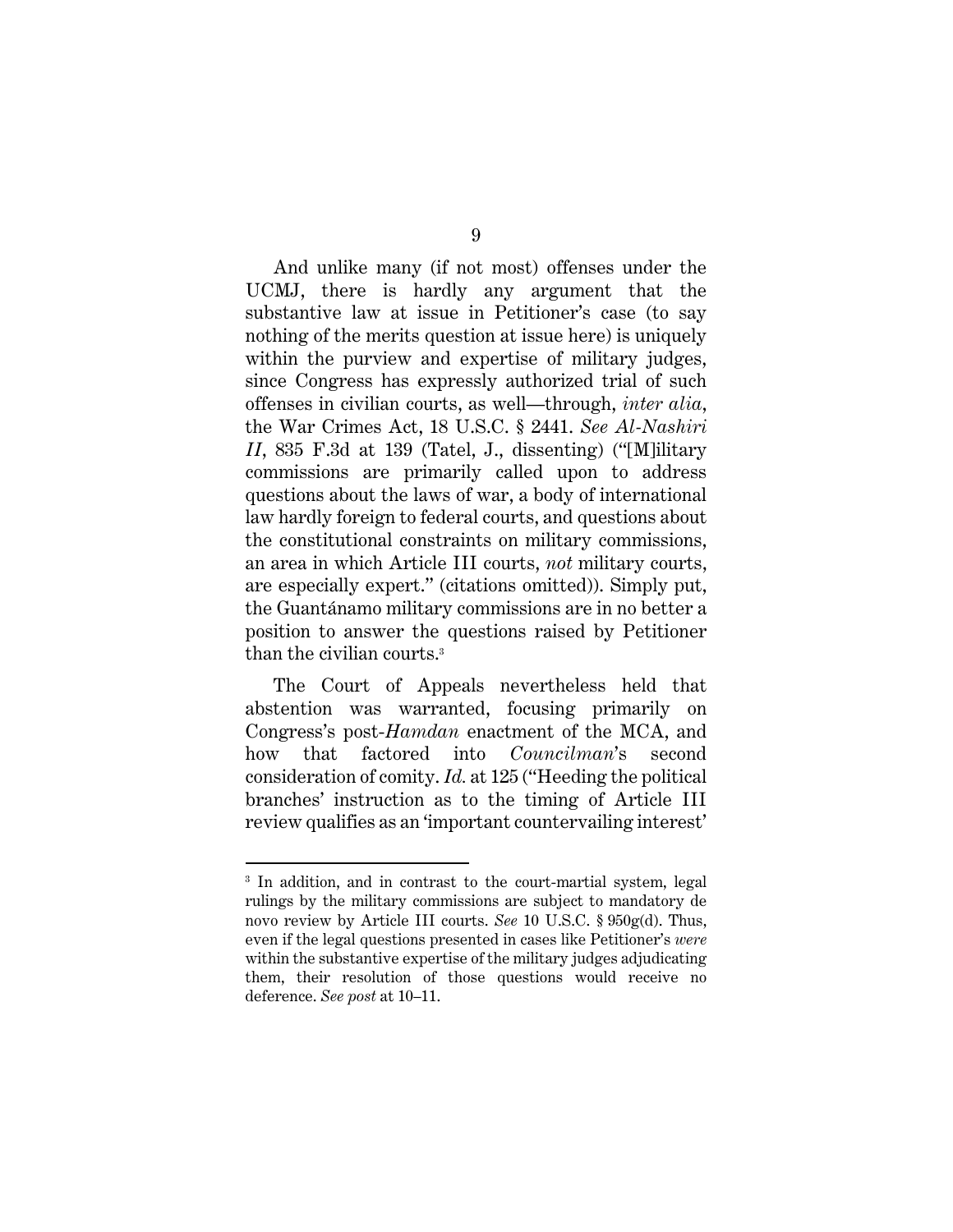And unlike many (if not most) offenses under the UCMJ, there is hardly any argument that the substantive law at issue in Petitioner's case (to say nothing of the merits question at issue here) is uniquely within the purview and expertise of military judges, since Congress has expressly authorized trial of such offenses in civilian courts, as well—through, *inter alia*, the War Crimes Act, 18 U.S.C. § 2441. *See Al-Nashiri II*, 835 F.3d at 139 (Tatel, J., dissenting) ("[M]ilitary commissions are primarily called upon to address questions about the laws of war, a body of international law hardly foreign to federal courts, and questions about the constitutional constraints on military commissions, an area in which Article III courts, *not* military courts, are especially expert." (citations omitted)). Simply put, the Guantánamo military commissions are in no better a position to answer the questions raised by Petitioner than the civilian courts.[3]

The Court of Appeals nevertheless held that abstention was warranted, focusing primarily on Congress's post-*Hamdan* enactment of the MCA, and how that factored into *Councilman*'s second consideration of comity. *Id.* at 125 ("Heeding the political branches' instruction as to the timing of Article III review qualifies as an 'important countervailing interest'

---

[3] In addition, and in contrast to the court-martial system, legal rulings by the military commissions are subject to mandatory de novo review by Article III courts. *See* 10 U.S.C. § 950g(d). Thus, even if the legal questions presented in cases like Petitioner's *were* within the substantive expertise of the military judges adjudicating them, their resolution of those questions would receive no deference. *See post* at 10–11.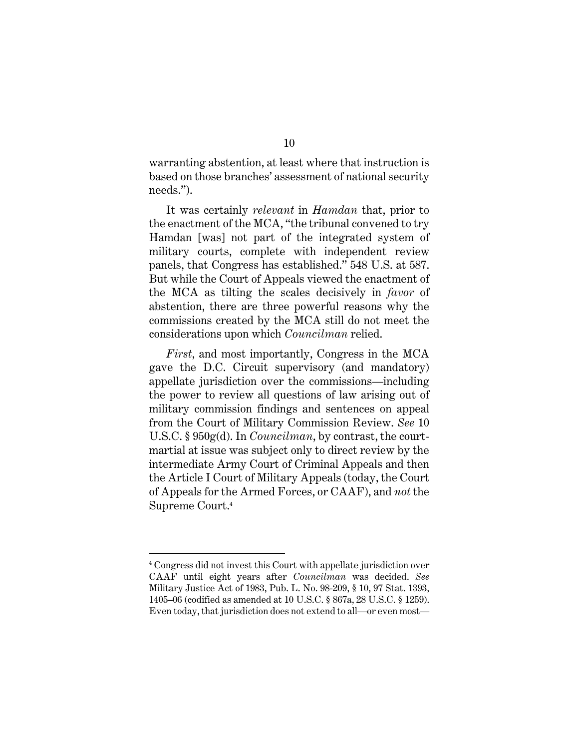warranting abstention, at least where that instruction is based on those branches' assessment of national security needs.").

It was certainly *relevant* in *Hamdan* that, prior to the enactment of the MCA, "the tribunal convened to try Hamdan [was] not part of the integrated system of military courts, complete with independent review panels, that Congress has established." 548 U.S. at 587. But while the Court of Appeals viewed the enactment of the MCA as tilting the scales decisively in *favor* of abstention, there are three powerful reasons why the commissions created by the MCA still do not meet the considerations upon which *Councilman* relied.

*First*, and most importantly, Congress in the MCA gave the D.C. Circuit supervisory (and mandatory) appellate jurisdiction over the commissions—including the power to review all questions of law arising out of military commission findings and sentences on appeal from the Court of Military Commission Review. *See* 10 U.S.C. § 950g(d). In *Councilman*, by contrast, the court-martial at issue was subject only to direct review by the intermediate Army Court of Criminal Appeals and then the Article I Court of Military Appeals (today, the Court of Appeals for the Armed Forces, or CAAF), and *not* the Supreme Court.[4]

---

[4] Congress did not invest this Court with appellate jurisdiction over CAAF until eight years after *Councilman* was decided. *See* Military Justice Act of 1983, Pub. L. No. 98-209, § 10, 97 Stat. 1393, 1405–06 (codified as amended at 10 U.S.C. § 867a, 28 U.S.C. § 1259). Even today, that jurisdiction does not extend to all—or even most—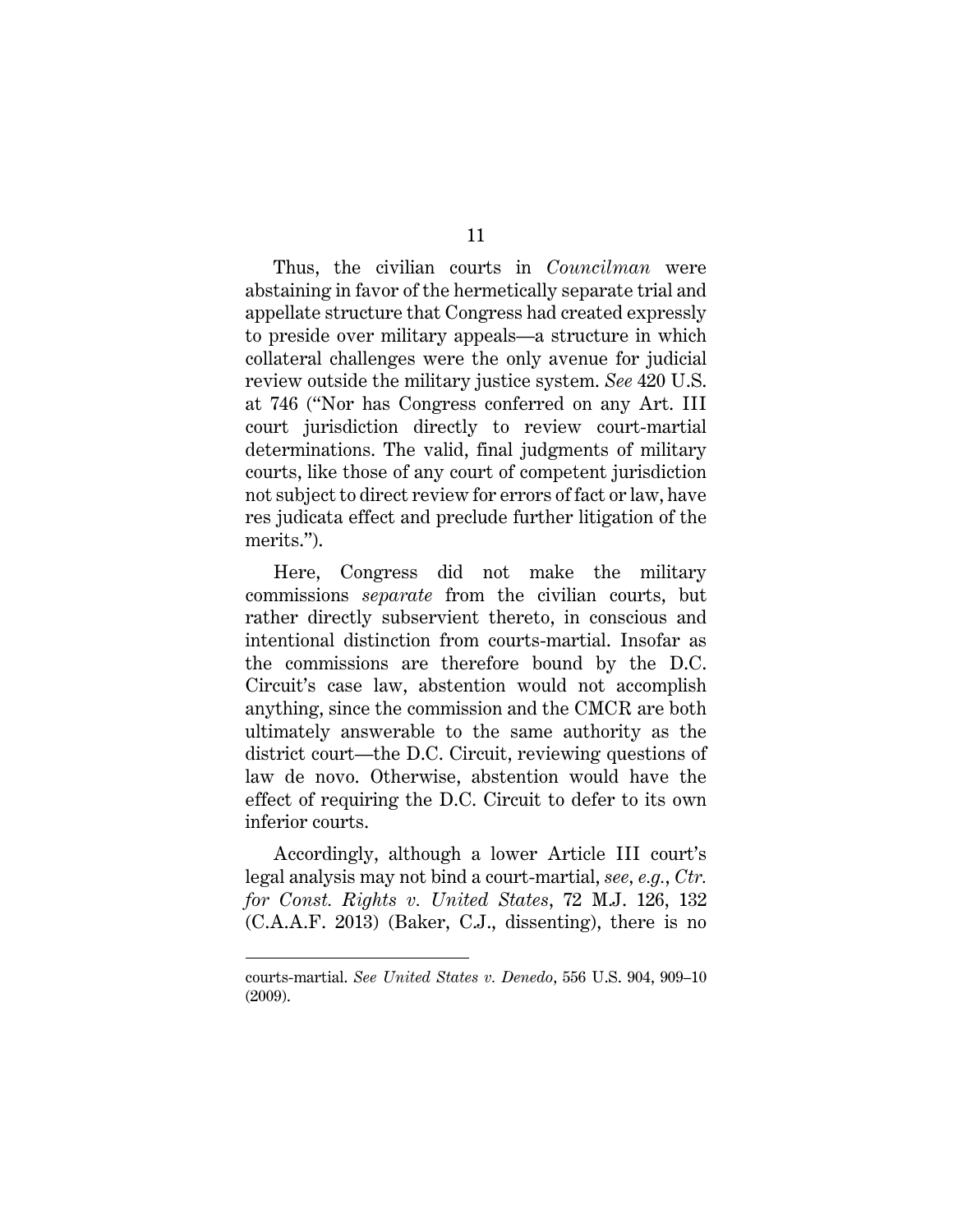Thus, the civilian courts in *Councilman* were abstaining in favor of the hermetically separate trial and appellate structure that Congress had created expressly to preside over military appeals—a structure in which collateral challenges were the only avenue for judicial review outside the military justice system. *See* 420 U.S. at 746 ("Nor has Congress conferred on any Art. III court jurisdiction directly to review court-martial determinations. The valid, final judgments of military courts, like those of any court of competent jurisdiction not subject to direct review for errors of fact or law, have res judicata effect and preclude further litigation of the merits.").

Here, Congress did not make the military commissions *separate* from the civilian courts, but rather directly subservient thereto, in conscious and intentional distinction from courts-martial. Insofar as the commissions are therefore bound by the D.C. Circuit's case law, abstention would not accomplish anything, since the commission and the CMCR are both ultimately answerable to the same authority as the district court—the D.C. Circuit, reviewing questions of law de novo. Otherwise, abstention would have the effect of requiring the D.C. Circuit to defer to its own inferior courts.

Accordingly, although a lower Article III court's legal analysis may not bind a court-martial, *see, e.g.*, *Ctr. for Const. Rights v. United States*, 72 M.J. 126, 132 (C.A.A.F. 2013) (Baker, C.J., dissenting), there is no

---

courts-martial. *See United States v. Denedo*, 556 U.S. 904, 909–10 (2009).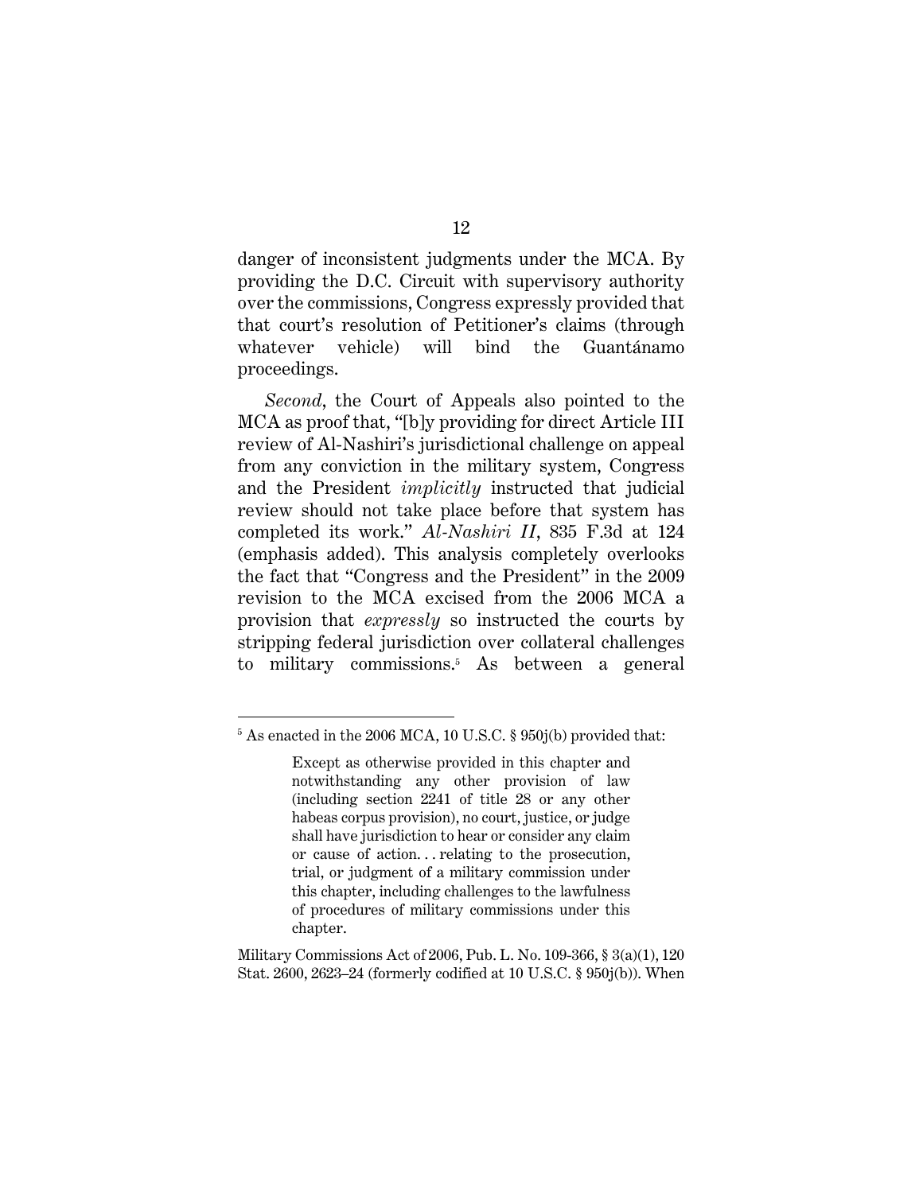danger of inconsistent judgments under the MCA. By providing the D.C. Circuit with supervisory authority over the commissions, Congress expressly provided that that court's resolution of Petitioner's claims (through whatever vehicle) will bind the Guantánamo proceedings.

*Second*, the Court of Appeals also pointed to the MCA as proof that, "[b]y providing for direct Article III review of Al-Nashiri's jurisdictional challenge on appeal from any conviction in the military system, Congress and the President *implicitly* instructed that judicial review should not take place before that system has completed its work." *Al-Nashiri II*, 835 F.3d at 124 (emphasis added). This analysis completely overlooks the fact that "Congress and the President" in the 2009 revision to the MCA excised from the 2006 MCA a provision that *expressly* so instructed the courts by stripping federal jurisdiction over collateral challenges to military commissions.[5] As between a general

---

[5] As enacted in the 2006 MCA, 10 U.S.C. § 950j(b) provided that:

> Except as otherwise provided in this chapter and notwithstanding any other provision of law (including section 2241 of title 28 or any other habeas corpus provision), no court, justice, or judge shall have jurisdiction to hear or consider any claim or cause of action. . . relating to the prosecution, trial, or judgment of a military commission under this chapter, including challenges to the lawfulness of procedures of military commissions under this chapter.

Military Commissions Act of 2006, Pub. L. No. 109-366, § 3(a)(1), 120 Stat. 2600, 2623–24 (formerly codified at 10 U.S.C. § 950j(b)). When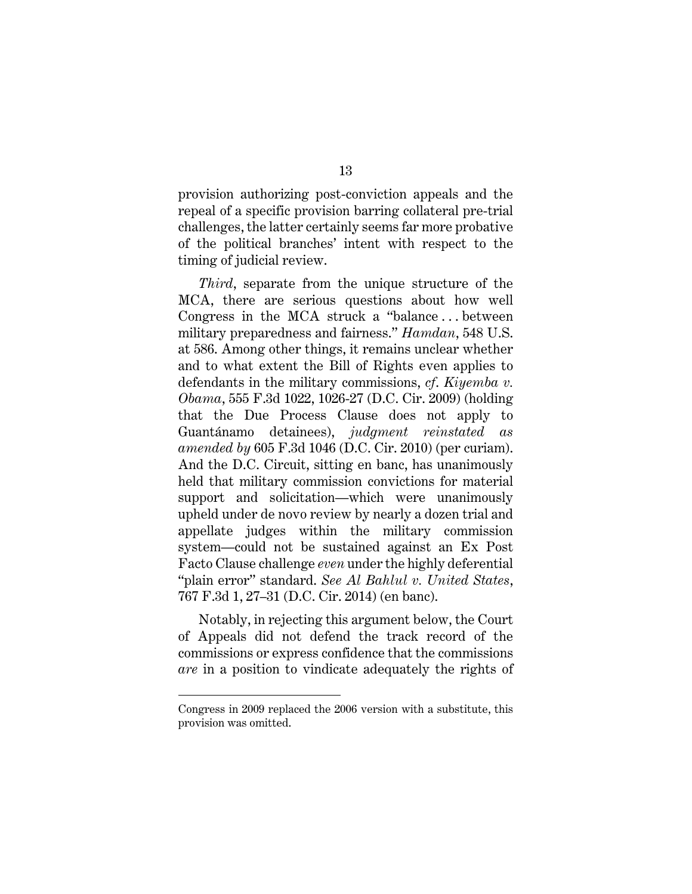provision authorizing post-conviction appeals and the repeal of a specific provision barring collateral pre-trial challenges, the latter certainly seems far more probative of the political branches' intent with respect to the timing of judicial review.

*Third*, separate from the unique structure of the MCA, there are serious questions about how well Congress in the MCA struck a "balance . . . between military preparedness and fairness." *Hamdan*, 548 U.S. at 586. Among other things, it remains unclear whether and to what extent the Bill of Rights even applies to defendants in the military commissions, *cf. Kiyemba v. Obama*, 555 F.3d 1022, 1026-27 (D.C. Cir. 2009) (holding that the Due Process Clause does not apply to Guantánamo detainees), *judgment reinstated as amended by* 605 F.3d 1046 (D.C. Cir. 2010) (per curiam). And the D.C. Circuit, sitting en banc, has unanimously held that military commission convictions for material support and solicitation—which were unanimously upheld under de novo review by nearly a dozen trial and appellate judges within the military commission system—could not be sustained against an Ex Post Facto Clause challenge *even* under the highly deferential "plain error" standard. *See Al Bahlul v. United States*, 767 F.3d 1, 27–31 (D.C. Cir. 2014) (en banc).

Notably, in rejecting this argument below, the Court of Appeals did not defend the track record of the commissions or express confidence that the commissions *are* in a position to vindicate adequately the rights of

---

Congress in 2009 replaced the 2006 version with a substitute, this provision was omitted.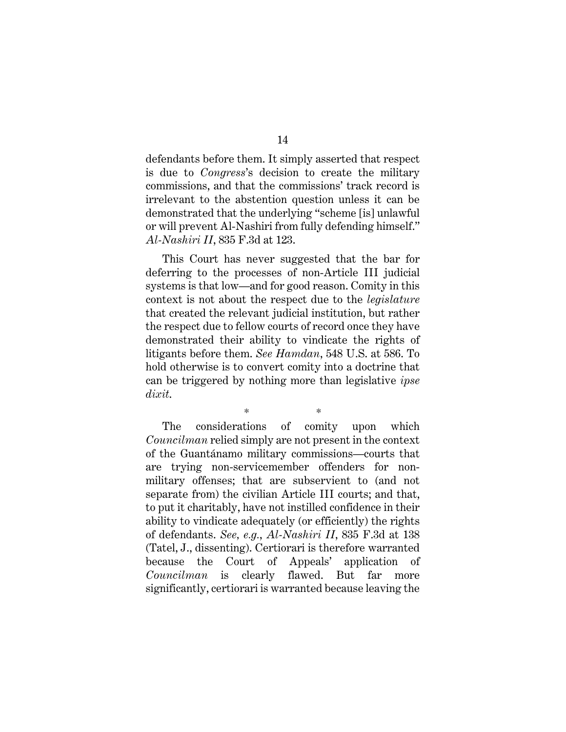defendants before them. It simply asserted that respect is due to *Congress*'s decision to create the military commissions, and that the commissions' track record is irrelevant to the abstention question unless it can be demonstrated that the underlying "scheme [is] unlawful or will prevent Al-Nashiri from fully defending himself." *Al-Nashiri II*, 835 F.3d at 123.

This Court has never suggested that the bar for deferring to the processes of non-Article III judicial systems is that low—and for good reason. Comity in this context is not about the respect due to the *legislature* that created the relevant judicial institution, but rather the respect due to fellow courts of record once they have demonstrated their ability to vindicate the rights of litigants before them. *See Hamdan*, 548 U.S. at 586. To hold otherwise is to convert comity into a doctrine that can be triggered by nothing more than legislative *ipse dixit*.

\* \*

The considerations of comity upon which *Councilman* relied simply are not present in the context of the Guantánamo military commissions—courts that are trying non-servicemember offenders for non-military offenses; that are subservient to (and not separate from) the civilian Article III courts; and that, to put it charitably, have not instilled confidence in their ability to vindicate adequately (or efficiently) the rights of defendants. *See, e.g.*, *Al-Nashiri II*, 835 F.3d at 138 (Tatel, J., dissenting). Certiorari is therefore warranted because the Court of Appeals' application of *Councilman* is clearly flawed. But far more significantly, certiorari is warranted because leaving the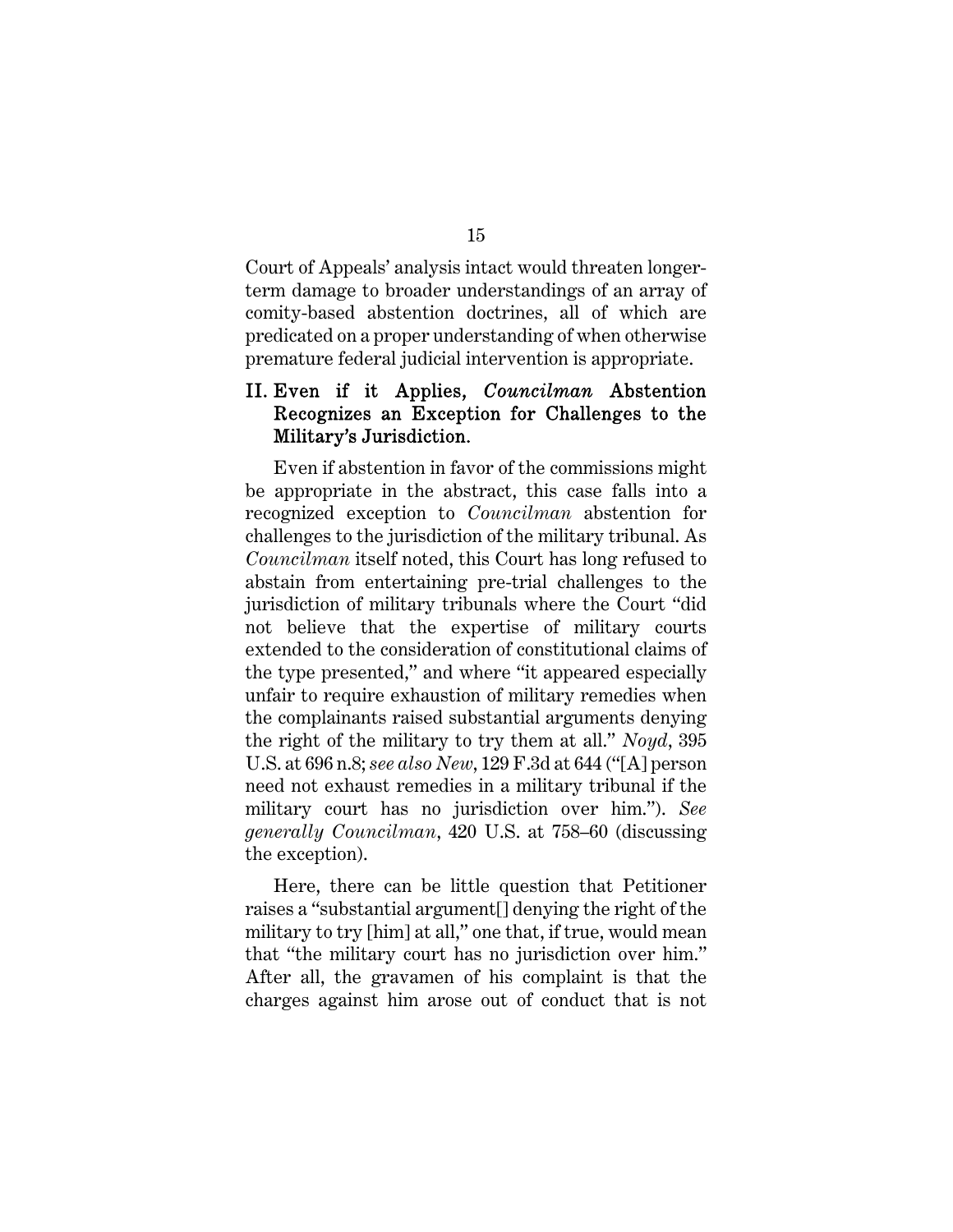Court of Appeals' analysis intact would threaten longer-term damage to broader understandings of an array of comity-based abstention doctrines, all of which are predicated on a proper understanding of when otherwise premature federal judicial intervention is appropriate.

## II. Even if it Applies, *Councilman* Abstention Recognizes an Exception for Challenges to the Military's Jurisdiction.

Even if abstention in favor of the commissions might be appropriate in the abstract, this case falls into a recognized exception to *Councilman* abstention for challenges to the jurisdiction of the military tribunal. As *Councilman* itself noted, this Court has long refused to abstain from entertaining pre-trial challenges to the jurisdiction of military tribunals where the Court "did not believe that the expertise of military courts extended to the consideration of constitutional claims of the type presented," and where "it appeared especially unfair to require exhaustion of military remedies when the complainants raised substantial arguments denying the right of the military to try them at all." *Noyd*, 395 U.S. at 696 n.8; *see also New*, 129 F.3d at 644 ("[A] person need not exhaust remedies in a military tribunal if the military court has no jurisdiction over him."). *See generally Councilman*, 420 U.S. at 758–60 (discussing the exception).

Here, there can be little question that Petitioner raises a "substantial argument[] denying the right of the military to try [him] at all," one that, if true, would mean that "the military court has no jurisdiction over him." After all, the gravamen of his complaint is that the charges against him arose out of conduct that is not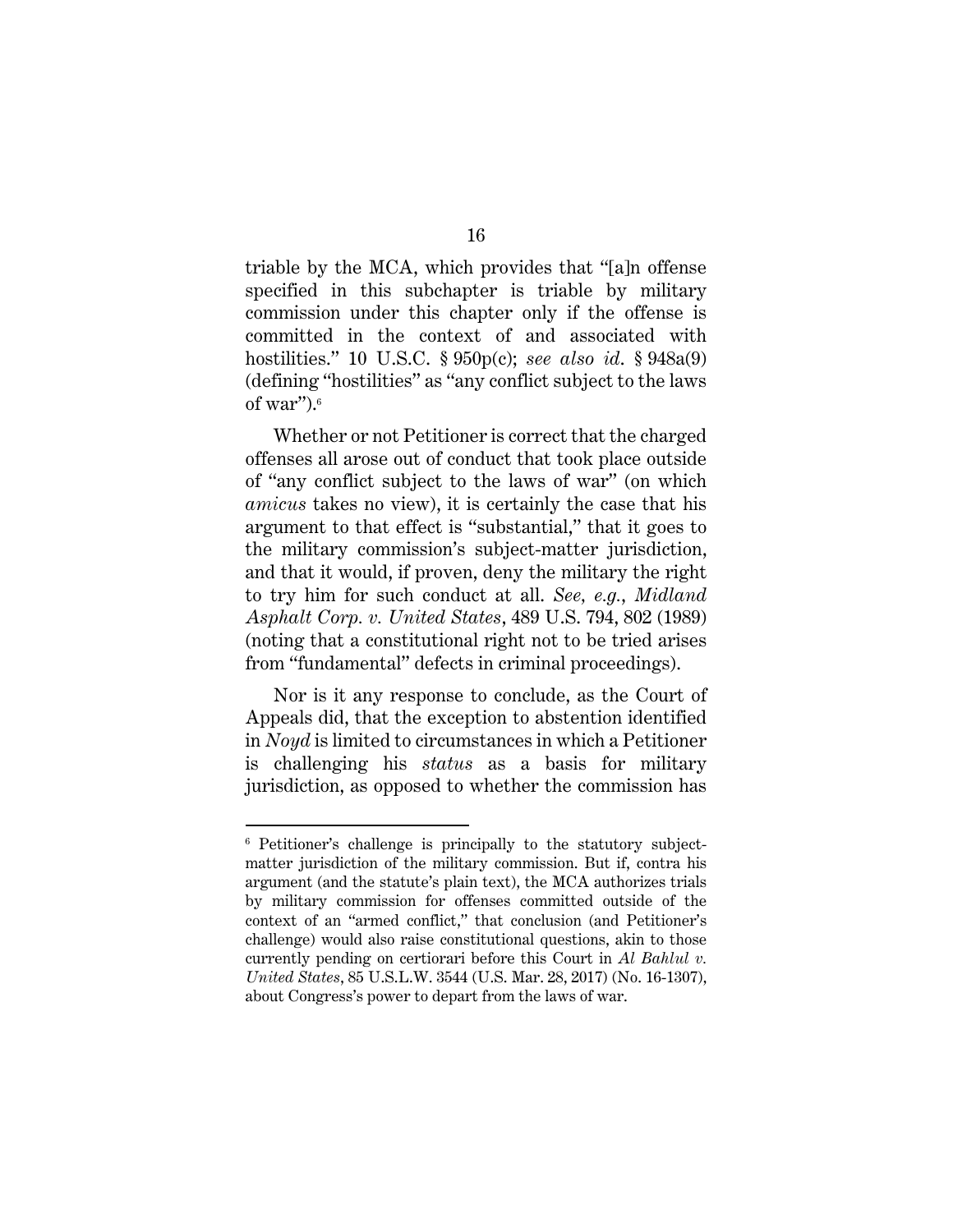triable by the MCA, which provides that "[a]n offense specified in this subchapter is triable by military commission under this chapter only if the offense is committed in the context of and associated with hostilities." 10 U.S.C. § 950p(c); *see also id*. § 948a(9) (defining "hostilities" as "any conflict subject to the laws of war").[6]

Whether or not Petitioner is correct that the charged offenses all arose out of conduct that took place outside of "any conflict subject to the laws of war" (on which *amicus* takes no view), it is certainly the case that his argument to that effect is "substantial," that it goes to the military commission's subject-matter jurisdiction, and that it would, if proven, deny the military the right to try him for such conduct at all. *See, e.g.*, *Midland Asphalt Corp. v. United States*, 489 U.S. 794, 802 (1989) (noting that a constitutional right not to be tried arises from "fundamental" defects in criminal proceedings).

Nor is it any response to conclude, as the Court of Appeals did, that the exception to abstention identified in *Noyd* is limited to circumstances in which a Petitioner is challenging his *status* as a basis for military jurisdiction, as opposed to whether the commission has

---

[6] Petitioner's challenge is principally to the statutory subject-matter jurisdiction of the military commission. But if, contra his argument (and the statute's plain text), the MCA authorizes trials by military commission for offenses committed outside of the context of an "armed conflict," that conclusion (and Petitioner's challenge) would also raise constitutional questions, akin to those currently pending on certiorari before this Court in *Al Bahlul v. United States*, 85 U.S.L.W. 3544 (U.S. Mar. 28, 2017) (No. 16-1307), about Congress's power to depart from the laws of war.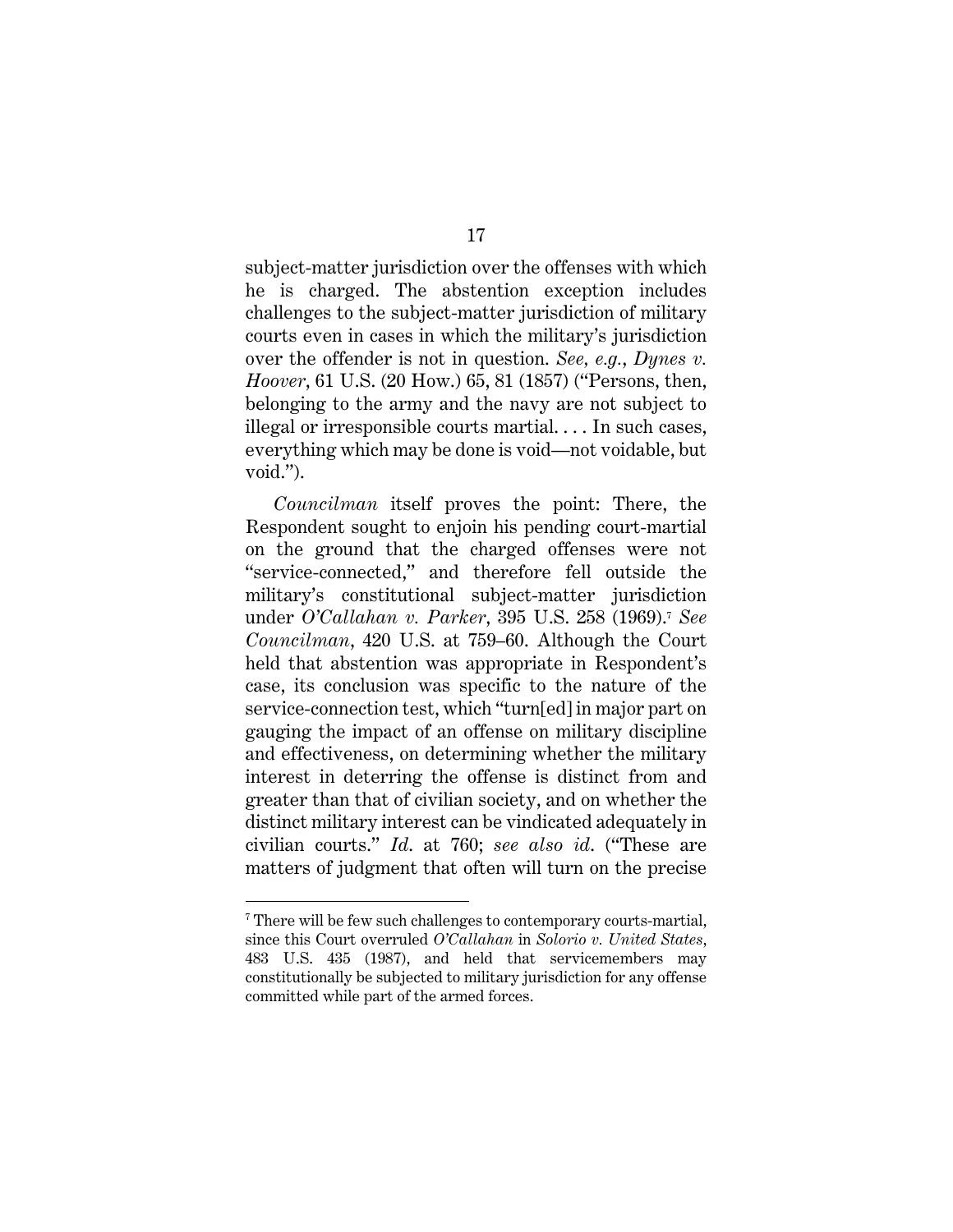subject-matter jurisdiction over the offenses with which he is charged. The abstention exception includes challenges to the subject-matter jurisdiction of military courts even in cases in which the military's jurisdiction over the offender is not in question. *See, e.g.*, *Dynes v. Hoover*, 61 U.S. (20 How.) 65, 81 (1857) ("Persons, then, belonging to the army and the navy are not subject to illegal or irresponsible courts martial. . . . In such cases, everything which may be done is void—not voidable, but void.").

*Councilman* itself proves the point: There, the Respondent sought to enjoin his pending court-martial on the ground that the charged offenses were not "service-connected," and therefore fell outside the military's constitutional subject-matter jurisdiction under *O'Callahan v. Parker*, 395 U.S. 258 (1969).[7] *See Councilman*, 420 U.S. at 759–60. Although the Court held that abstention was appropriate in Respondent's case, its conclusion was specific to the nature of the service-connection test, which "turn[ed] in major part on gauging the impact of an offense on military discipline and effectiveness, on determining whether the military interest in deterring the offense is distinct from and greater than that of civilian society, and on whether the distinct military interest can be vindicated adequately in civilian courts." *Id.* at 760; *see also id.* ("These are matters of judgment that often will turn on the precise

---

[7] There will be few such challenges to contemporary courts-martial, since this Court overruled *O'Callahan* in *Solorio v. United States*, 483 U.S. 435 (1987), and held that servicemembers may constitutionally be subjected to military jurisdiction for any offense committed while part of the armed forces.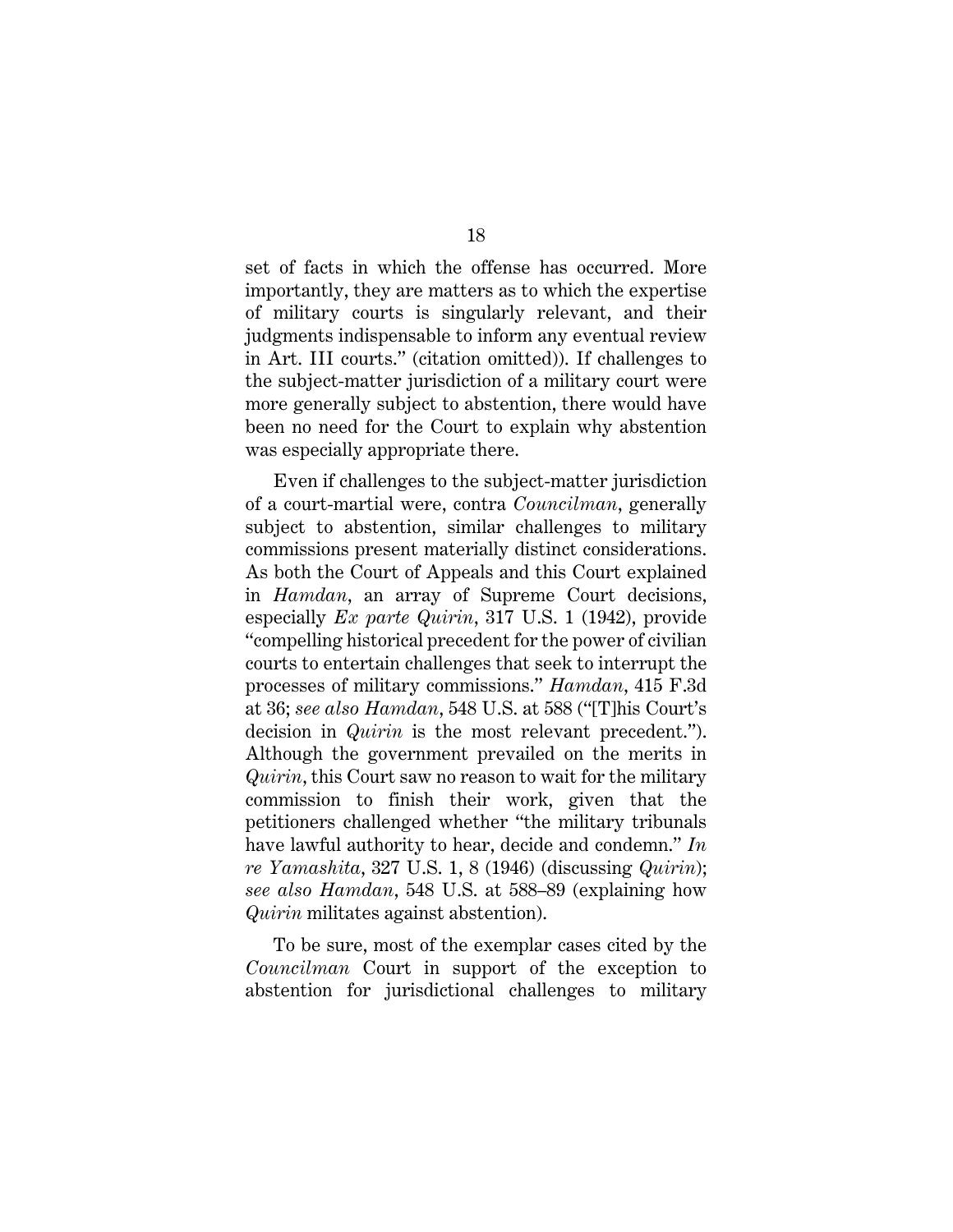set of facts in which the offense has occurred. More importantly, they are matters as to which the expertise of military courts is singularly relevant, and their judgments indispensable to inform any eventual review in Art. III courts." (citation omitted)). If challenges to the subject-matter jurisdiction of a military court were more generally subject to abstention, there would have been no need for the Court to explain why abstention was especially appropriate there.

Even if challenges to the subject-matter jurisdiction of a court-martial were, contra *Councilman*, generally subject to abstention, similar challenges to military commissions present materially distinct considerations. As both the Court of Appeals and this Court explained in *Hamdan*, an array of Supreme Court decisions, especially *Ex parte Quirin*, 317 U.S. 1 (1942), provide "compelling historical precedent for the power of civilian courts to entertain challenges that seek to interrupt the processes of military commissions." *Hamdan*, 415 F.3d at 36; *see also Hamdan*, 548 U.S. at 588 ("[T]his Court's decision in *Quirin* is the most relevant precedent."). Although the government prevailed on the merits in *Quirin*, this Court saw no reason to wait for the military commission to finish their work, given that the petitioners challenged whether "the military tribunals have lawful authority to hear, decide and condemn." *In re Yamashita*, 327 U.S. 1, 8 (1946) (discussing *Quirin*); *see also Hamdan*, 548 U.S. at 588–89 (explaining how *Quirin* militates against abstention).

To be sure, most of the exemplar cases cited by the *Councilman* Court in support of the exception to abstention for jurisdictional challenges to military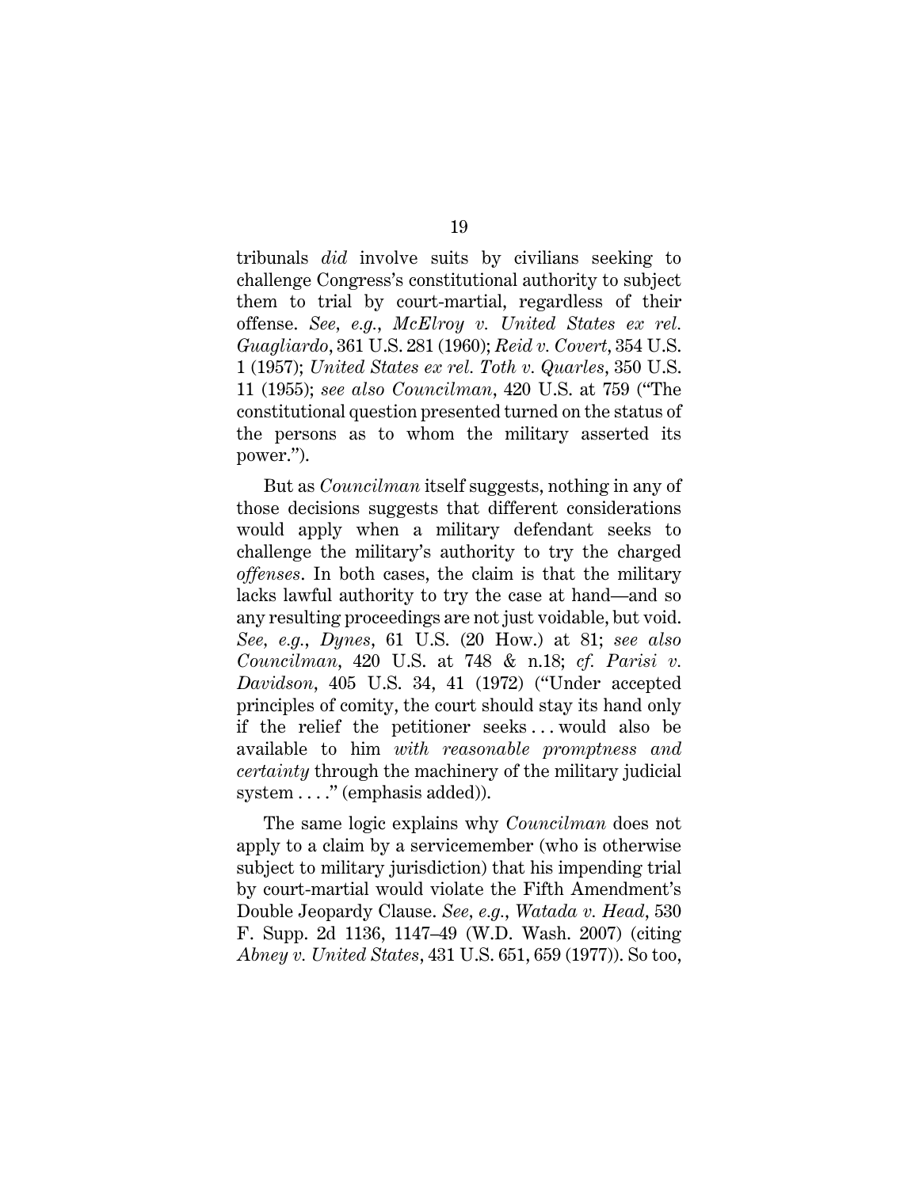tribunals *did* involve suits by civilians seeking to challenge Congress's constitutional authority to subject them to trial by court-martial, regardless of their offense. *See, e.g.*, *McElroy v. United States ex rel. Guagliardo*, 361 U.S. 281 (1960); *Reid v. Covert*, 354 U.S. 1 (1957); *United States ex rel. Toth v. Quarles*, 350 U.S. 11 (1955); *see also Councilman*, 420 U.S. at 759 ("The constitutional question presented turned on the status of the persons as to whom the military asserted its power.").

But as *Councilman* itself suggests, nothing in any of those decisions suggests that different considerations would apply when a military defendant seeks to challenge the military's authority to try the charged *offenses*. In both cases, the claim is that the military lacks lawful authority to try the case at hand—and so any resulting proceedings are not just voidable, but void. *See, e.g.*, *Dynes*, 61 U.S. (20 How.) at 81; *see also Councilman*, 420 U.S. at 748 & n.18; *cf. Parisi v. Davidson*, 405 U.S. 34, 41 (1972) ("Under accepted principles of comity, the court should stay its hand only if the relief the petitioner seeks . . . would also be available to him *with reasonable promptness and certainty* through the machinery of the military judicial system . . . ." (emphasis added)).

The same logic explains why *Councilman* does not apply to a claim by a servicemember (who is otherwise subject to military jurisdiction) that his impending trial by court-martial would violate the Fifth Amendment's Double Jeopardy Clause. *See, e.g.*, *Watada v. Head*, 530 F. Supp. 2d 1136, 1147–49 (W.D. Wash. 2007) (citing *Abney v. United States*, 431 U.S. 651, 659 (1977)). So too,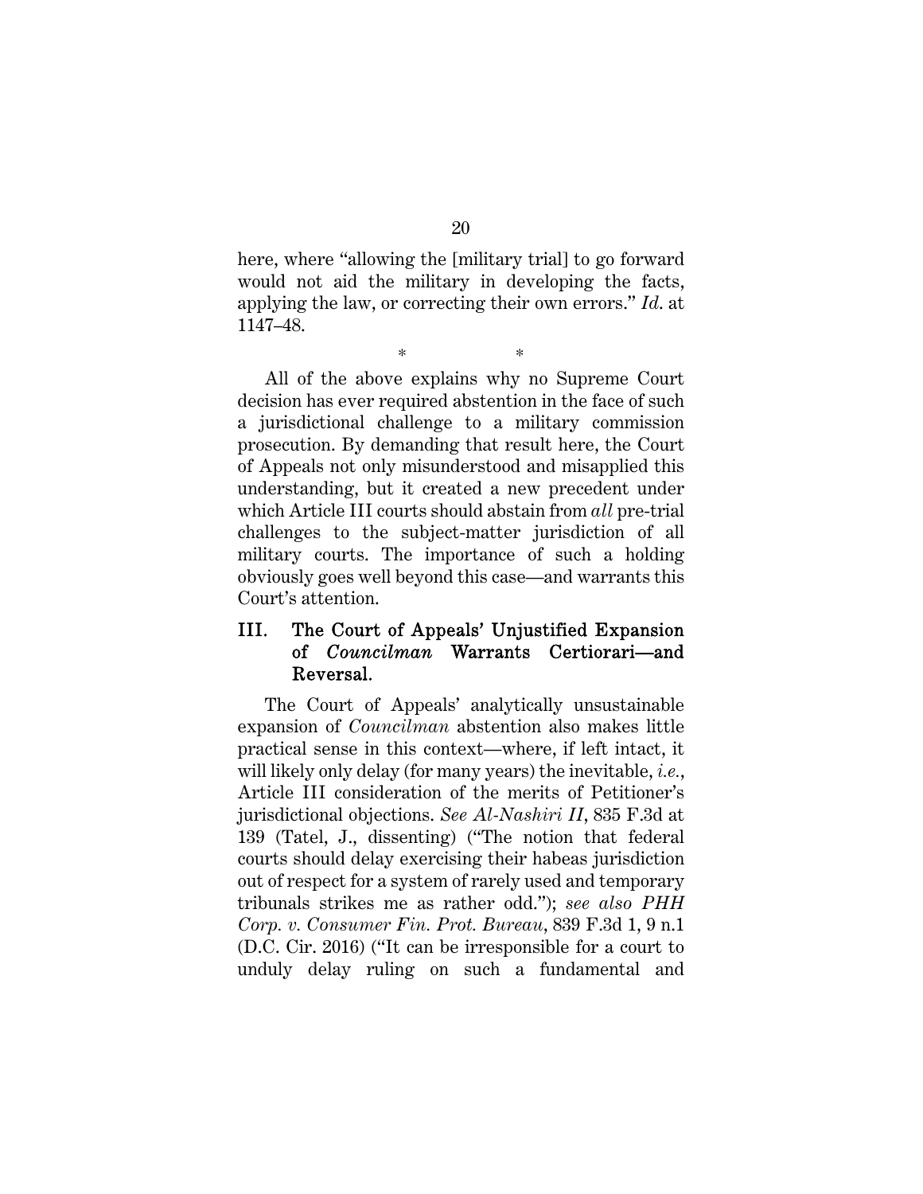here, where "allowing the [military trial] to go forward would not aid the military in developing the facts, applying the law, or correcting their own errors." *Id.* at 1147–48.

\* \*

All of the above explains why no Supreme Court decision has ever required abstention in the face of such a jurisdictional challenge to a military commission prosecution. By demanding that result here, the Court of Appeals not only misunderstood and misapplied this understanding, but it created a new precedent under which Article III courts should abstain from *all* pre-trial challenges to the subject-matter jurisdiction of all military courts. The importance of such a holding obviously goes well beyond this case—and warrants this Court's attention.

## III. The Court of Appeals' Unjustified Expansion of *Councilman* Warrants Certiorari—and Reversal.

The Court of Appeals' analytically unsustainable expansion of *Councilman* abstention also makes little practical sense in this context—where, if left intact, it will likely only delay (for many years) the inevitable, *i.e.*, Article III consideration of the merits of Petitioner's jurisdictional objections. *See Al-Nashiri II*, 835 F.3d at 139 (Tatel, J., dissenting) ("The notion that federal courts should delay exercising their habeas jurisdiction out of respect for a system of rarely used and temporary tribunals strikes me as rather odd."); *see also PHH Corp. v. Consumer Fin. Prot. Bureau*, 839 F.3d 1, 9 n.1 (D.C. Cir. 2016) ("It can be irresponsible for a court to unduly delay ruling on such a fundamental and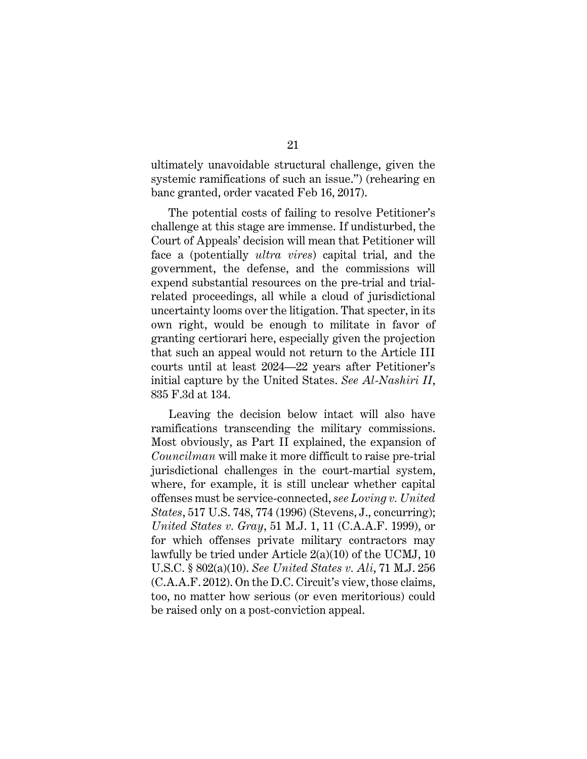ultimately unavoidable structural challenge, given the systemic ramifications of such an issue.") (rehearing en banc granted, order vacated Feb 16, 2017).

The potential costs of failing to resolve Petitioner's challenge at this stage are immense. If undisturbed, the Court of Appeals' decision will mean that Petitioner will face a (potentially *ultra vires*) capital trial, and the government, the defense, and the commissions will expend substantial resources on the pre-trial and trial-related proceedings, all while a cloud of jurisdictional uncertainty looms over the litigation. That specter, in its own right, would be enough to militate in favor of granting certiorari here, especially given the projection that such an appeal would not return to the Article III courts until at least 2024—22 years after Petitioner's initial capture by the United States. *See Al-Nashiri II*, 835 F.3d at 134.

Leaving the decision below intact will also have ramifications transcending the military commissions. Most obviously, as Part II explained, the expansion of *Councilman* will make it more difficult to raise pre-trial jurisdictional challenges in the court-martial system, where, for example, it is still unclear whether capital offenses must be service-connected, *see Loving v. United States*, 517 U.S. 748, 774 (1996) (Stevens, J., concurring); *United States v. Gray*, 51 M.J. 1, 11 (C.A.A.F. 1999), or for which offenses private military contractors may lawfully be tried under Article 2(a)(10) of the UCMJ, 10 U.S.C. § 802(a)(10). *See United States v. Ali*, 71 M.J. 256 (C.A.A.F. 2012). On the D.C. Circuit's view, those claims, too, no matter how serious (or even meritorious) could be raised only on a post-conviction appeal.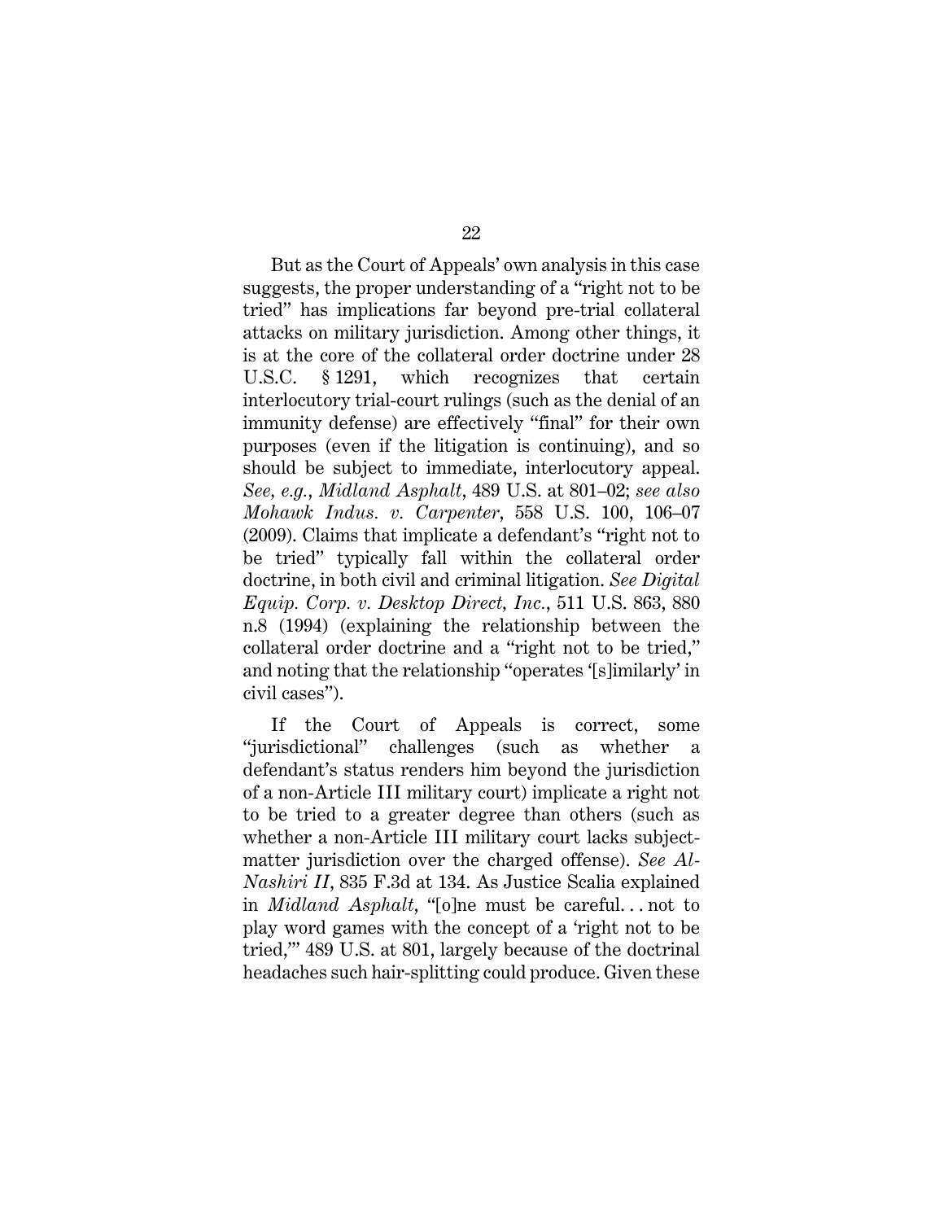But as the Court of Appeals' own analysis in this case suggests, the proper understanding of a "right not to be tried" has implications far beyond pre-trial collateral attacks on military jurisdiction. Among other things, it is at the core of the collateral order doctrine under 28 U.S.C. § 1291, which recognizes that certain interlocutory trial-court rulings (such as the denial of an immunity defense) are effectively "final" for their own purposes (even if the litigation is continuing), and so should be subject to immediate, interlocutory appeal. *See, e.g.*, *Midland Asphalt*, 489 U.S. at 801–02; *see also Mohawk Indus. v. Carpenter*, 558 U.S. 100, 106–07 (2009). Claims that implicate a defendant's "right not to be tried" typically fall within the collateral order doctrine, in both civil and criminal litigation. *See Digital Equip. Corp. v. Desktop Direct, Inc.*, 511 U.S. 863, 880 n.8 (1994) (explaining the relationship between the collateral order doctrine and a "right not to be tried," and noting that the relationship "operates '[s]imilarly' in civil cases").

If the Court of Appeals is correct, some "jurisdictional" challenges (such as whether a defendant's status renders him beyond the jurisdiction of a non-Article III military court) implicate a right not to be tried to a greater degree than others (such as whether a non-Article III military court lacks subject-matter jurisdiction over the charged offense). *See Al-Nashiri II*, 835 F.3d at 134. As Justice Scalia explained in *Midland Asphalt*, "[o]ne must be careful. . . not to play word games with the concept of a 'right not to be tried,'" 489 U.S. at 801, largely because of the doctrinal headaches such hair-splitting could produce. Given these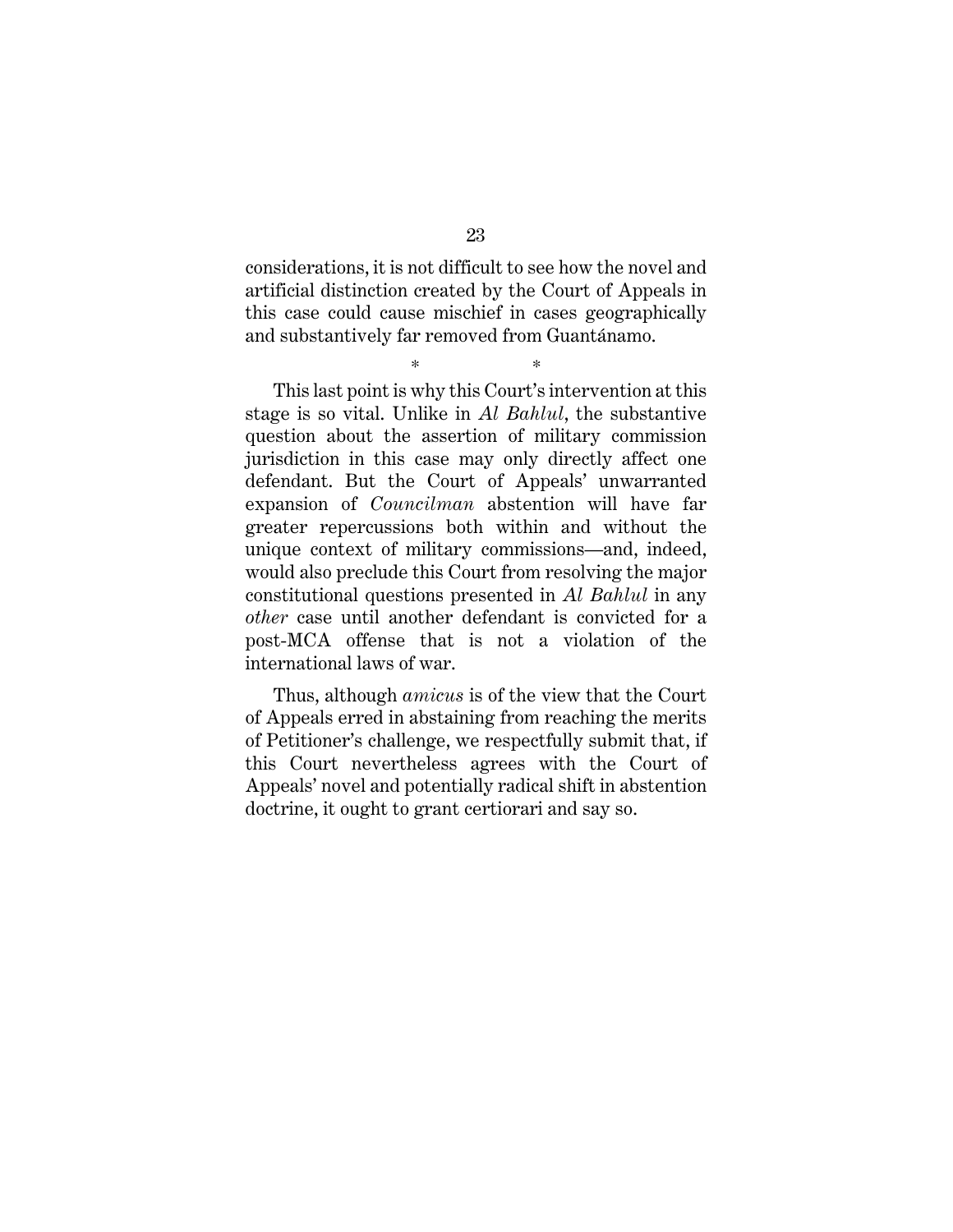considerations, it is not difficult to see how the novel and artificial distinction created by the Court of Appeals in this case could cause mischief in cases geographically and substantively far removed from Guantánamo.

\*   \*

This last point is why this Court's intervention at this stage is so vital. Unlike in *Al Bahlul*, the substantive question about the assertion of military commission jurisdiction in this case may only directly affect one defendant. But the Court of Appeals' unwarranted expansion of *Councilman* abstention will have far greater repercussions both within and without the unique context of military commissions—and, indeed, would also preclude this Court from resolving the major constitutional questions presented in *Al Bahlul* in any *other* case until another defendant is convicted for a post-MCA offense that is not a violation of the international laws of war.

Thus, although *amicus* is of the view that the Court of Appeals erred in abstaining from reaching the merits of Petitioner's challenge, we respectfully submit that, if this Court nevertheless agrees with the Court of Appeals' novel and potentially radical shift in abstention doctrine, it ought to grant certiorari and say so.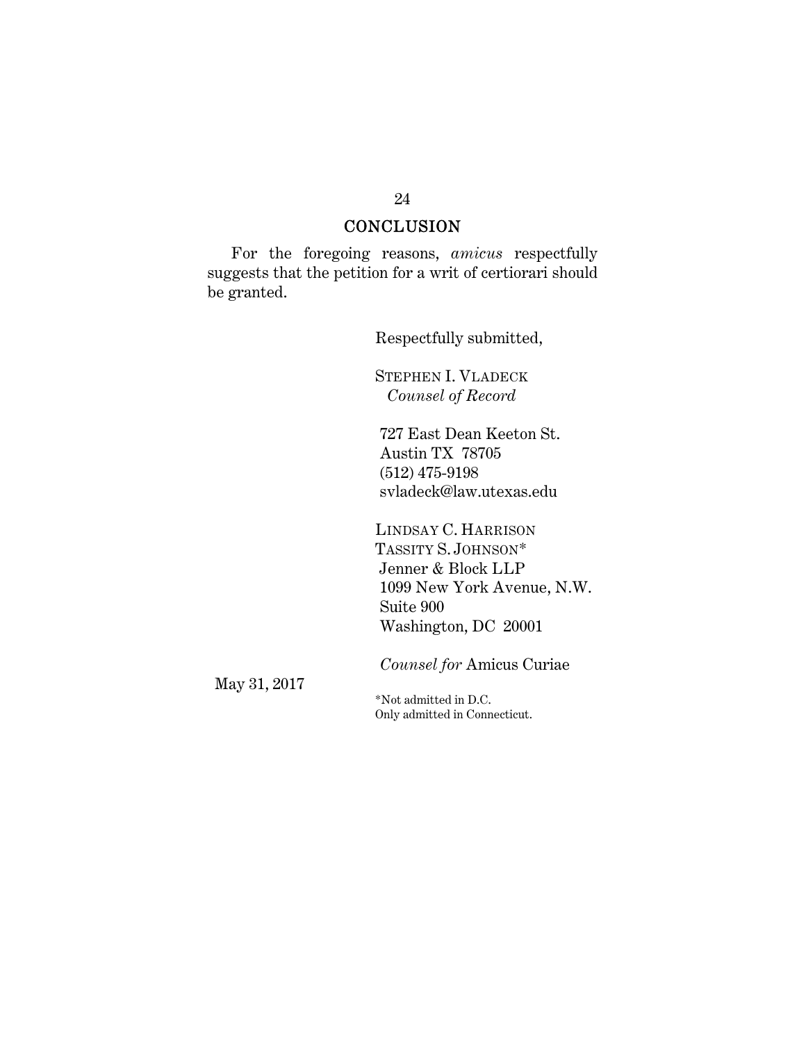## CONCLUSION

For the foregoing reasons, *amicus* respectfully suggests that the petition for a writ of certiorari should be granted.

Respectfully submitted,

STEPHEN I. VLADECK
*Counsel of Record*

727 East Dean Keeton St.
Austin TX 78705
(512) 475-9198
svladeck@law.utexas.edu

LINDSAY C. HARRISON
TASSITY S. JOHNSON*
Jenner & Block LLP
1099 New York Avenue, N.W.
Suite 900
Washington, DC 20001

*Counsel for* Amicus Curiae

May 31, 2017

*Not admitted in D.C.
Only admitted in Connecticut.